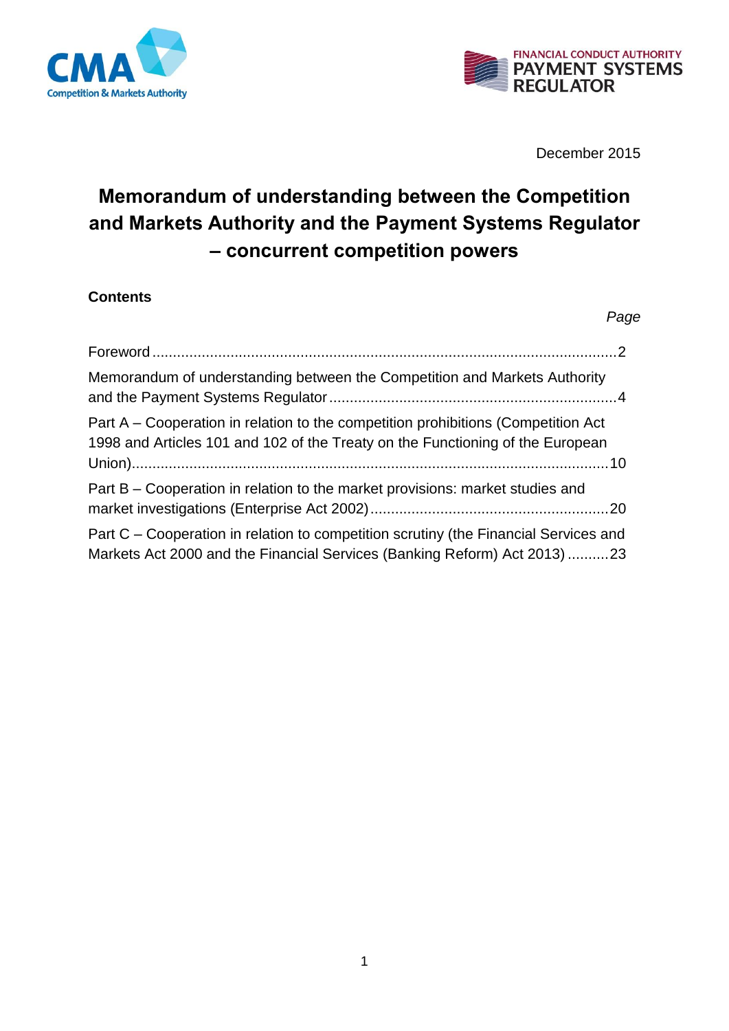December 2015

# Memorandum of understanding between the Competition and Markets Authority and the Payment Systems Regulator – concurrent competition powers

## Contents

| | *Page* |
|---|---|
| Foreword | 2 |
| Memorandum of understanding between the Competition and Markets Authority and the Payment Systems Regulator | 4 |
| Part A – Cooperation in relation to the competition prohibitions (Competition Act 1998 and Articles 101 and 102 of the Treaty on the Functioning of the European Union) | 10 |
| Part B – Cooperation in relation to the market provisions: market studies and market investigations (Enterprise Act 2002) | 20 |
| Part C – Cooperation in relation to competition scrutiny (the Financial Services and Markets Act 2000 and the Financial Services (Banking Reform) Act 2013) | 23 |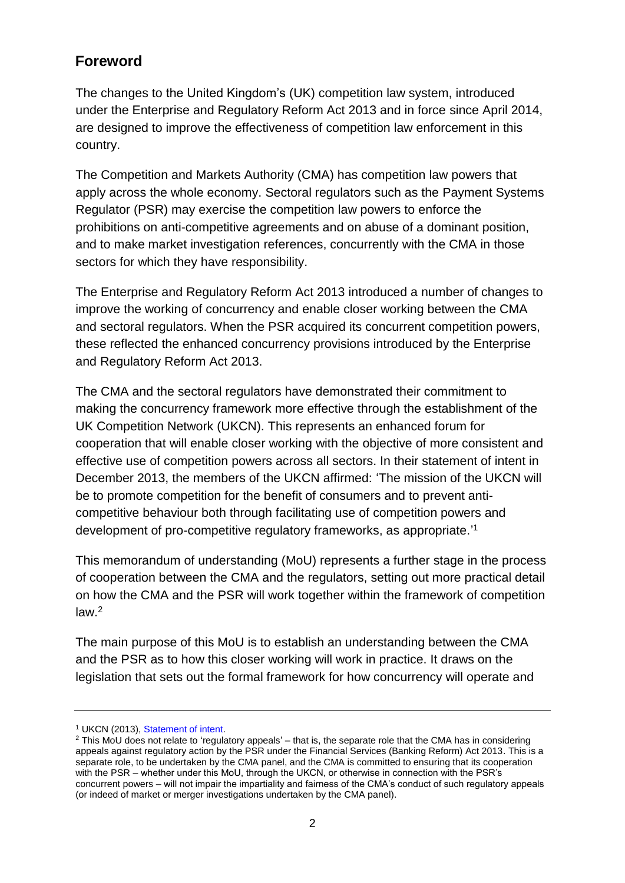## Foreword

The changes to the United Kingdom's (UK) competition law system, introduced under the Enterprise and Regulatory Reform Act 2013 and in force since April 2014, are designed to improve the effectiveness of competition law enforcement in this country.

The Competition and Markets Authority (CMA) has competition law powers that apply across the whole economy. Sectoral regulators such as the Payment Systems Regulator (PSR) may exercise the competition law powers to enforce the prohibitions on anti-competitive agreements and on abuse of a dominant position, and to make market investigation references, concurrently with the CMA in those sectors for which they have responsibility.

The Enterprise and Regulatory Reform Act 2013 introduced a number of changes to improve the working of concurrency and enable closer working between the CMA and sectoral regulators. When the PSR acquired its concurrent competition powers, these reflected the enhanced concurrency provisions introduced by the Enterprise and Regulatory Reform Act 2013.

The CMA and the sectoral regulators have demonstrated their commitment to making the concurrency framework more effective through the establishment of the UK Competition Network (UKCN). This represents an enhanced forum for cooperation that will enable closer working with the objective of more consistent and effective use of competition powers across all sectors. In their statement of intent in December 2013, the members of the UKCN affirmed: 'The mission of the UKCN will be to promote competition for the benefit of consumers and to prevent anti-competitive behaviour both through facilitating use of competition powers and development of pro-competitive regulatory frameworks, as appropriate.'[1]

This memorandum of understanding (MoU) represents a further stage in the process of cooperation between the CMA and the regulators, setting out more practical detail on how the CMA and the PSR will work together within the framework of competition law.[2]

The main purpose of this MoU is to establish an understanding between the CMA and the PSR as to how this closer working will work in practice. It draws on the legislation that sets out the formal framework for how concurrency will operate and

---

[1] UKCN (2013), Statement of intent.

[2] This MoU does not relate to 'regulatory appeals' – that is, the separate role that the CMA has in considering appeals against regulatory action by the PSR under the Financial Services (Banking Reform) Act 2013. This is a separate role, to be undertaken by the CMA panel, and the CMA is committed to ensuring that its cooperation with the PSR – whether under this MoU, through the UKCN, or otherwise in connection with the PSR's concurrent powers – will not impair the impartiality and fairness of the CMA's conduct of such regulatory appeals (or indeed of market or merger investigations undertaken by the CMA panel).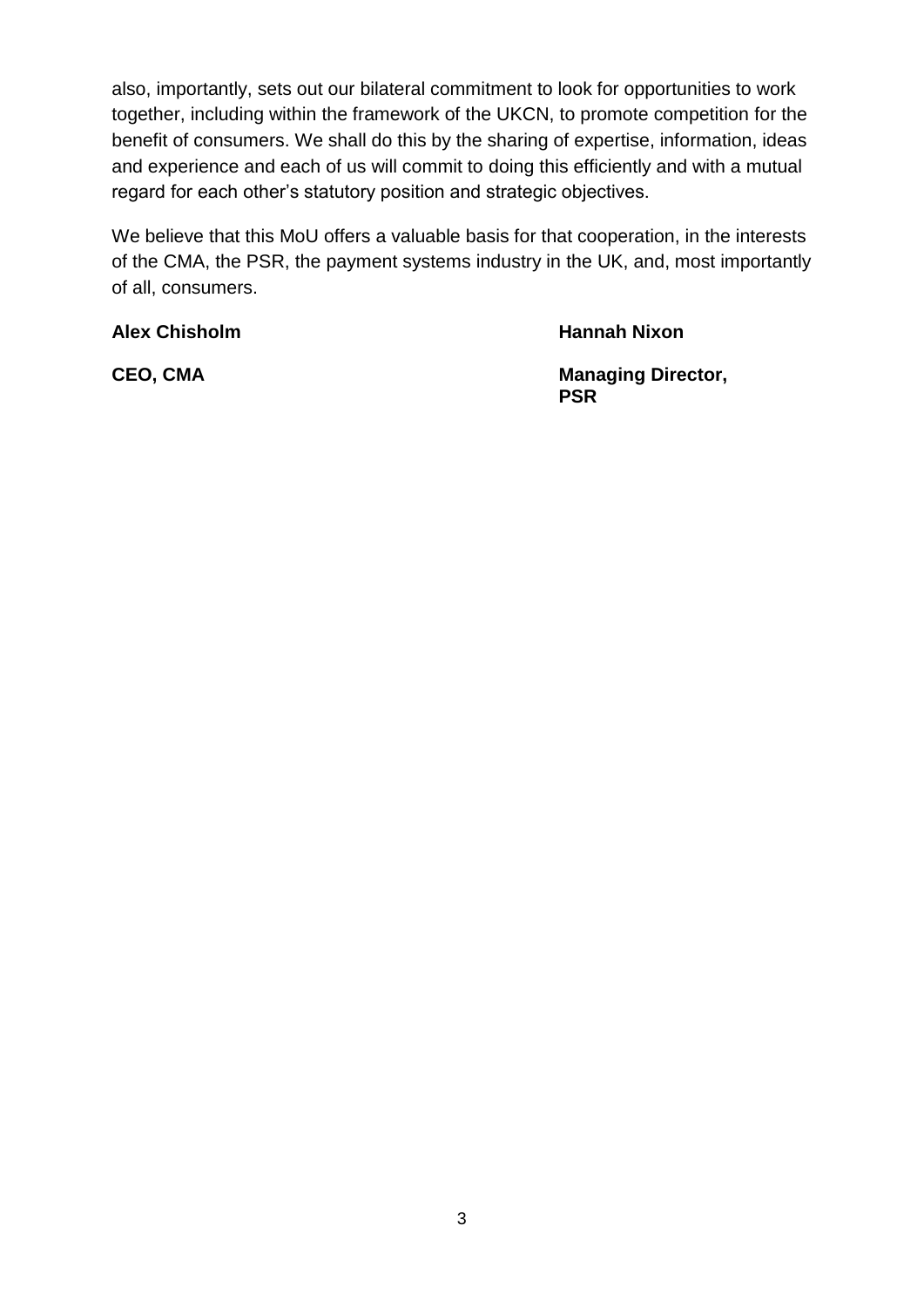also, importantly, sets out our bilateral commitment to look for opportunities to work together, including within the framework of the UKCN, to promote competition for the benefit of consumers. We shall do this by the sharing of expertise, information, ideas and experience and each of us will commit to doing this efficiently and with a mutual regard for each other's statutory position and strategic objectives.

We believe that this MoU offers a valuable basis for that cooperation, in the interests of the CMA, the PSR, the payment systems industry in the UK, and, most importantly of all, consumers.

| **Alex Chisholm** | **Hannah Nixon** |
|---|---|
| **CEO, CMA** | **Managing Director, PSR** |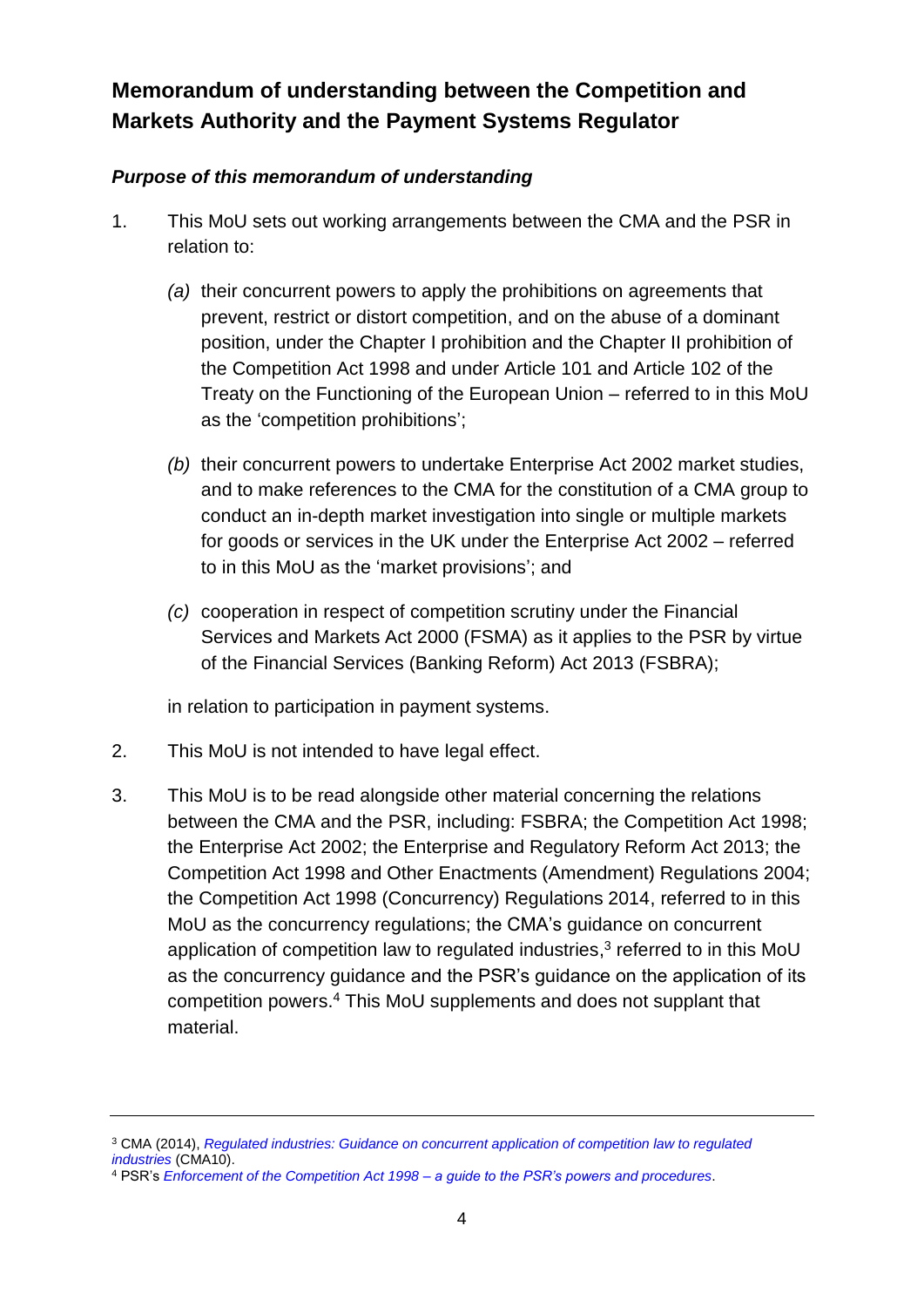## Memorandum of understanding between the Competition and Markets Authority and the Payment Systems Regulator

### *Purpose of this memorandum of understanding*

1. This MoU sets out working arrangements between the CMA and the PSR in relation to:

   *(a)* their concurrent powers to apply the prohibitions on agreements that prevent, restrict or distort competition, and on the abuse of a dominant position, under the Chapter I prohibition and the Chapter II prohibition of the Competition Act 1998 and under Article 101 and Article 102 of the Treaty on the Functioning of the European Union – referred to in this MoU as the 'competition prohibitions';

   *(b)* their concurrent powers to undertake Enterprise Act 2002 market studies, and to make references to the CMA for the constitution of a CMA group to conduct an in-depth market investigation into single or multiple markets for goods or services in the UK under the Enterprise Act 2002 – referred to in this MoU as the 'market provisions'; and

   *(c)* cooperation in respect of competition scrutiny under the Financial Services and Markets Act 2000 (FSMA) as it applies to the PSR by virtue of the Financial Services (Banking Reform) Act 2013 (FSBRA);

   in relation to participation in payment systems.

2. This MoU is not intended to have legal effect.

3. This MoU is to be read alongside other material concerning the relations between the CMA and the PSR, including: FSBRA; the Competition Act 1998; the Enterprise Act 2002; the Enterprise and Regulatory Reform Act 2013; the Competition Act 1998 and Other Enactments (Amendment) Regulations 2004; the Competition Act 1998 (Concurrency) Regulations 2014, referred to in this MoU as the concurrency regulations; the CMA's guidance on concurrent application of competition law to regulated industries,[3] referred to in this MoU as the concurrency guidance and the PSR's guidance on the application of its competition powers.[4] This MoU supplements and does not supplant that material.

---

[3] CMA (2014), *Regulated industries: Guidance on concurrent application of competition law to regulated industries* (CMA10).

[4] PSR's *Enforcement of the Competition Act 1998 – a guide to the PSR's powers and procedures*.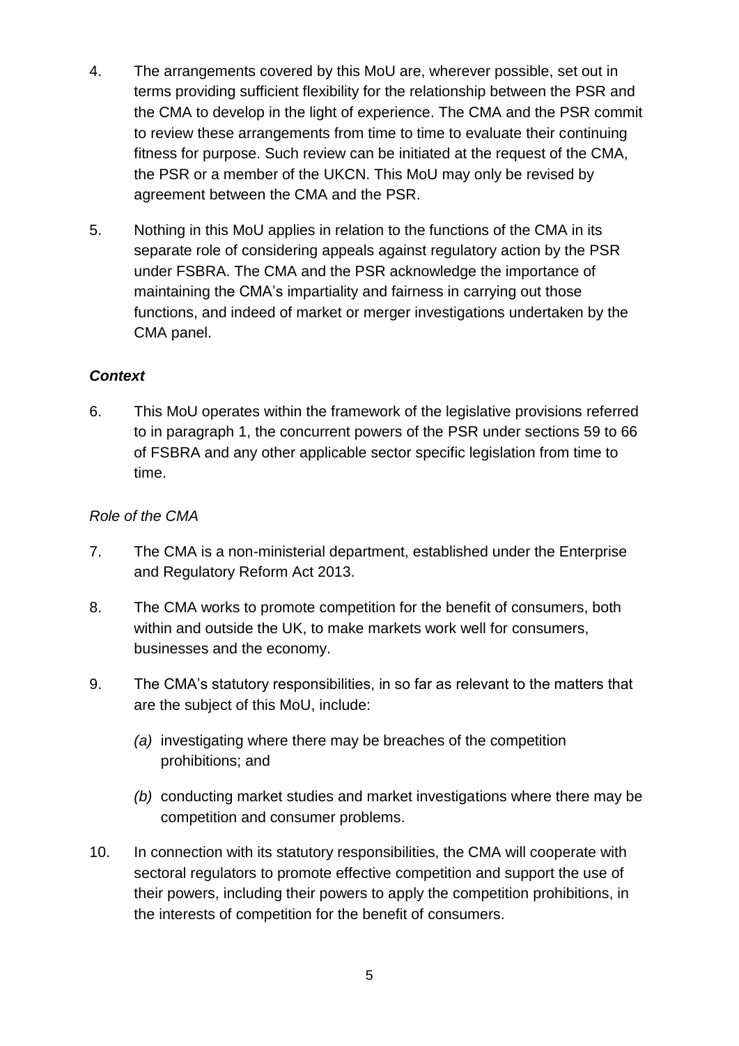4. The arrangements covered by this MoU are, wherever possible, set out in terms providing sufficient flexibility for the relationship between the PSR and the CMA to develop in the light of experience. The CMA and the PSR commit to review these arrangements from time to time to evaluate their continuing fitness for purpose. Such review can be initiated at the request of the CMA, the PSR or a member of the UKCN. This MoU may only be revised by agreement between the CMA and the PSR.

5. Nothing in this MoU applies in relation to the functions of the CMA in its separate role of considering appeals against regulatory action by the PSR under FSBRA. The CMA and the PSR acknowledge the importance of maintaining the CMA's impartiality and fairness in carrying out those functions, and indeed of market or merger investigations undertaken by the CMA panel.

### ***Context***

6. This MoU operates within the framework of the legislative provisions referred to in paragraph 1, the concurrent powers of the PSR under sections 59 to 66 of FSBRA and any other applicable sector specific legislation from time to time.

#### *Role of the CMA*

7. The CMA is a non-ministerial department, established under the Enterprise and Regulatory Reform Act 2013.

8. The CMA works to promote competition for the benefit of consumers, both within and outside the UK, to make markets work well for consumers, businesses and the economy.

9. The CMA's statutory responsibilities, in so far as relevant to the matters that are the subject of this MoU, include:

   *(a)* investigating where there may be breaches of the competition prohibitions; and

   *(b)* conducting market studies and market investigations where there may be competition and consumer problems.

10. In connection with its statutory responsibilities, the CMA will cooperate with sectoral regulators to promote effective competition and support the use of their powers, including their powers to apply the competition prohibitions, in the interests of competition for the benefit of consumers.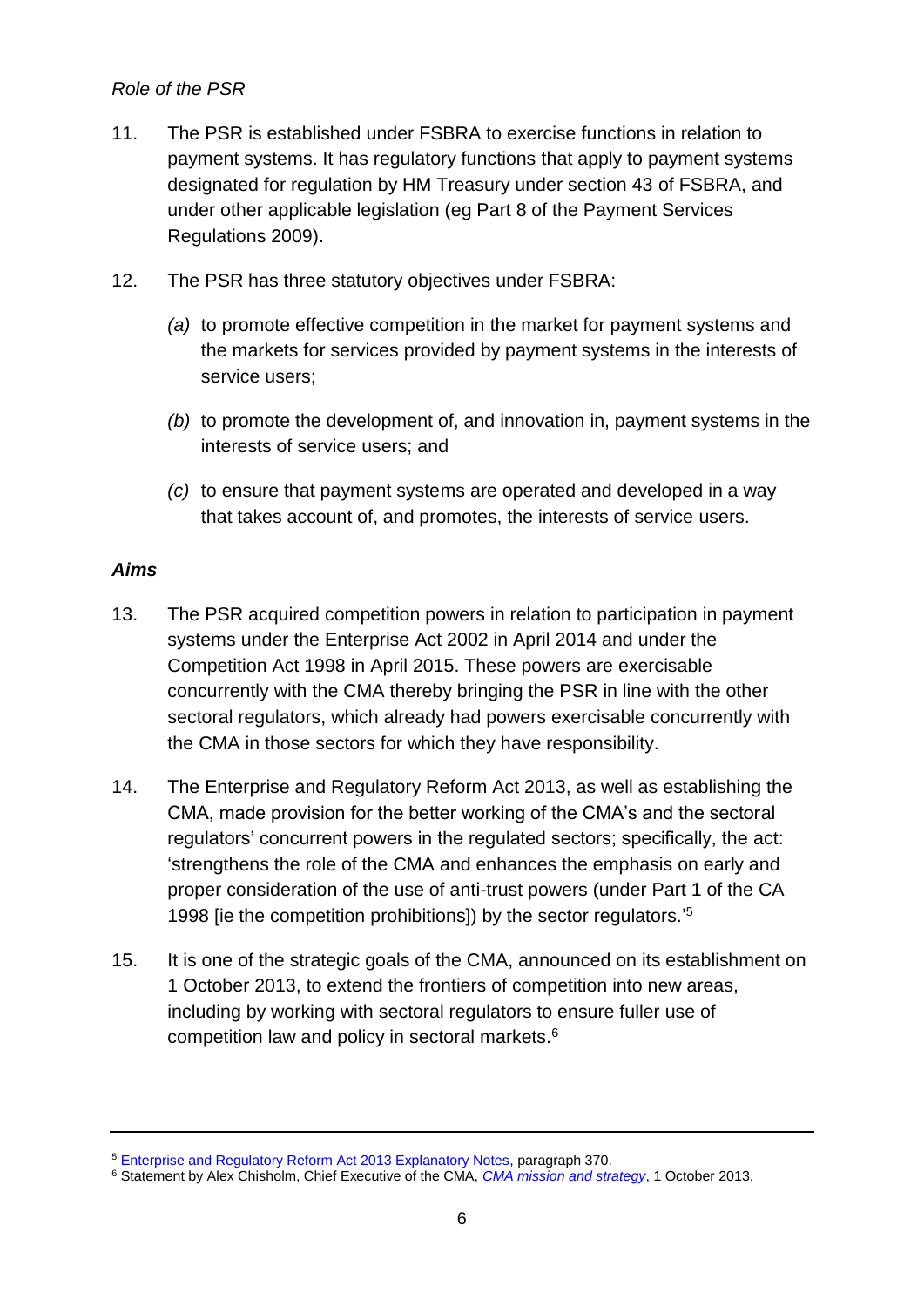*Role of the PSR*

11. The PSR is established under FSBRA to exercise functions in relation to payment systems. It has regulatory functions that apply to payment systems designated for regulation by HM Treasury under section 43 of FSBRA, and under other applicable legislation (eg Part 8 of the Payment Services Regulations 2009).

12. The PSR has three statutory objectives under FSBRA:

    *(a)* to promote effective competition in the market for payment systems and the markets for services provided by payment systems in the interests of service users;

    *(b)* to promote the development of, and innovation in, payment systems in the interests of service users; and

    *(c)* to ensure that payment systems are operated and developed in a way that takes account of, and promotes, the interests of service users.

***Aims***

13. The PSR acquired competition powers in relation to participation in payment systems under the Enterprise Act 2002 in April 2014 and under the Competition Act 1998 in April 2015. These powers are exercisable concurrently with the CMA thereby bringing the PSR in line with the other sectoral regulators, which already had powers exercisable concurrently with the CMA in those sectors for which they have responsibility.

14. The Enterprise and Regulatory Reform Act 2013, as well as establishing the CMA, made provision for the better working of the CMA's and the sectoral regulators' concurrent powers in the regulated sectors; specifically, the act: 'strengthens the role of the CMA and enhances the emphasis on early and proper consideration of the use of anti-trust powers (under Part 1 of the CA 1998 [ie the competition prohibitions]) by the sector regulators.'[5]

15. It is one of the strategic goals of the CMA, announced on its establishment on 1 October 2013, to extend the frontiers of competition into new areas, including by working with sectoral regulators to ensure fuller use of competition law and policy in sectoral markets.[6]

---

[5] Enterprise and Regulatory Reform Act 2013 Explanatory Notes, paragraph 370.

[6] Statement by Alex Chisholm, Chief Executive of the CMA, *CMA mission and strategy*, 1 October 2013.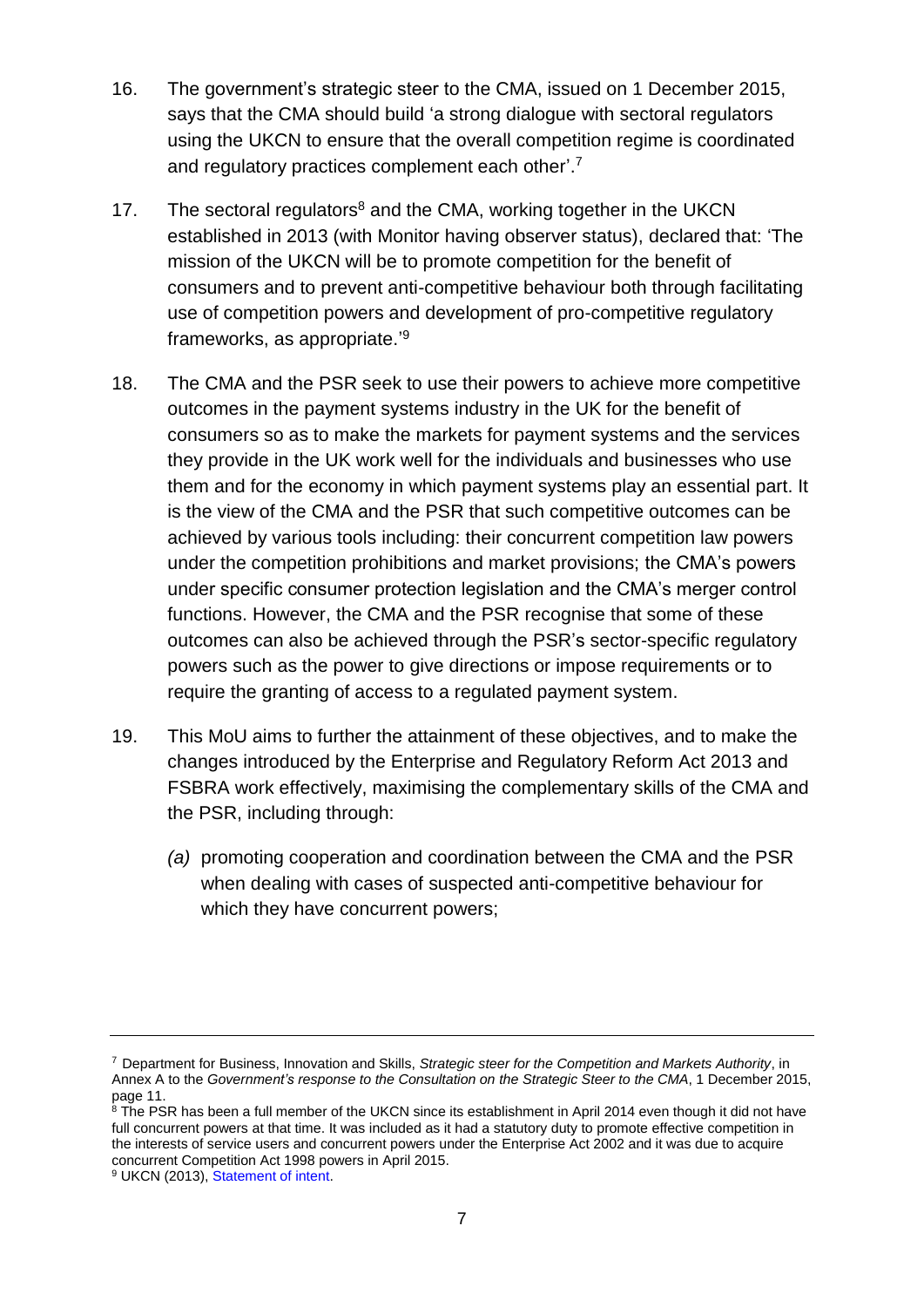16. The government's strategic steer to the CMA, issued on 1 December 2015, says that the CMA should build 'a strong dialogue with sectoral regulators using the UKCN to ensure that the overall competition regime is coordinated and regulatory practices complement each other'.[7]

17. The sectoral regulators[8] and the CMA, working together in the UKCN established in 2013 (with Monitor having observer status), declared that: 'The mission of the UKCN will be to promote competition for the benefit of consumers and to prevent anti-competitive behaviour both through facilitating use of competition powers and development of pro-competitive regulatory frameworks, as appropriate.'[9]

18. The CMA and the PSR seek to use their powers to achieve more competitive outcomes in the payment systems industry in the UK for the benefit of consumers so as to make the markets for payment systems and the services they provide in the UK work well for the individuals and businesses who use them and for the economy in which payment systems play an essential part. It is the view of the CMA and the PSR that such competitive outcomes can be achieved by various tools including: their concurrent competition law powers under the competition prohibitions and market provisions; the CMA's powers under specific consumer protection legislation and the CMA's merger control functions. However, the CMA and the PSR recognise that some of these outcomes can also be achieved through the PSR's sector-specific regulatory powers such as the power to give directions or impose requirements or to require the granting of access to a regulated payment system.

19. This MoU aims to further the attainment of these objectives, and to make the changes introduced by the Enterprise and Regulatory Reform Act 2013 and FSBRA work effectively, maximising the complementary skills of the CMA and the PSR, including through:

    *(a)* promoting cooperation and coordination between the CMA and the PSR when dealing with cases of suspected anti-competitive behaviour for which they have concurrent powers;

---

[7] Department for Business, Innovation and Skills, *Strategic steer for the Competition and Markets Authority*, in Annex A to the *Government's response to the Consultation on the Strategic Steer to the CMA*, 1 December 2015, page 11.

[8] The PSR has been a full member of the UKCN since its establishment in April 2014 even though it did not have full concurrent powers at that time. It was included as it had a statutory duty to promote effective competition in the interests of service users and concurrent powers under the Enterprise Act 2002 and it was due to acquire concurrent Competition Act 1998 powers in April 2015.

[9] UKCN (2013), Statement of intent.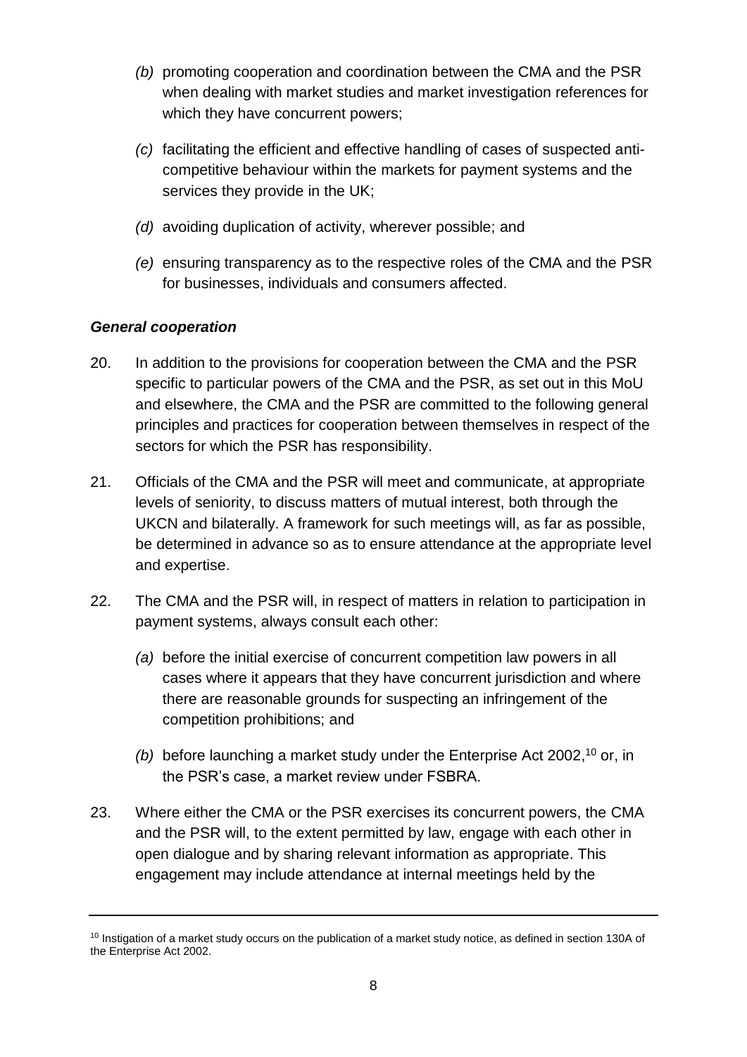*(b)* promoting cooperation and coordination between the CMA and the PSR when dealing with market studies and market investigation references for which they have concurrent powers;

*(c)* facilitating the efficient and effective handling of cases of suspected anti-competitive behaviour within the markets for payment systems and the services they provide in the UK;

*(d)* avoiding duplication of activity, wherever possible; and

*(e)* ensuring transparency as to the respective roles of the CMA and the PSR for businesses, individuals and consumers affected.

### *General cooperation*

20. In addition to the provisions for cooperation between the CMA and the PSR specific to particular powers of the CMA and the PSR, as set out in this MoU and elsewhere, the CMA and the PSR are committed to the following general principles and practices for cooperation between themselves in respect of the sectors for which the PSR has responsibility.

21. Officials of the CMA and the PSR will meet and communicate, at appropriate levels of seniority, to discuss matters of mutual interest, both through the UKCN and bilaterally. A framework for such meetings will, as far as possible, be determined in advance so as to ensure attendance at the appropriate level and expertise.

22. The CMA and the PSR will, in respect of matters in relation to participation in payment systems, always consult each other:

    *(a)* before the initial exercise of concurrent competition law powers in all cases where it appears that they have concurrent jurisdiction and where there are reasonable grounds for suspecting an infringement of the competition prohibitions; and

    *(b)* before launching a market study under the Enterprise Act 2002,[10] or, in the PSR's case, a market review under FSBRA.

23. Where either the CMA or the PSR exercises its concurrent powers, the CMA and the PSR will, to the extent permitted by law, engage with each other in open dialogue and by sharing relevant information as appropriate. This engagement may include attendance at internal meetings held by the

---

[10] Instigation of a market study occurs on the publication of a market study notice, as defined in section 130A of the Enterprise Act 2002.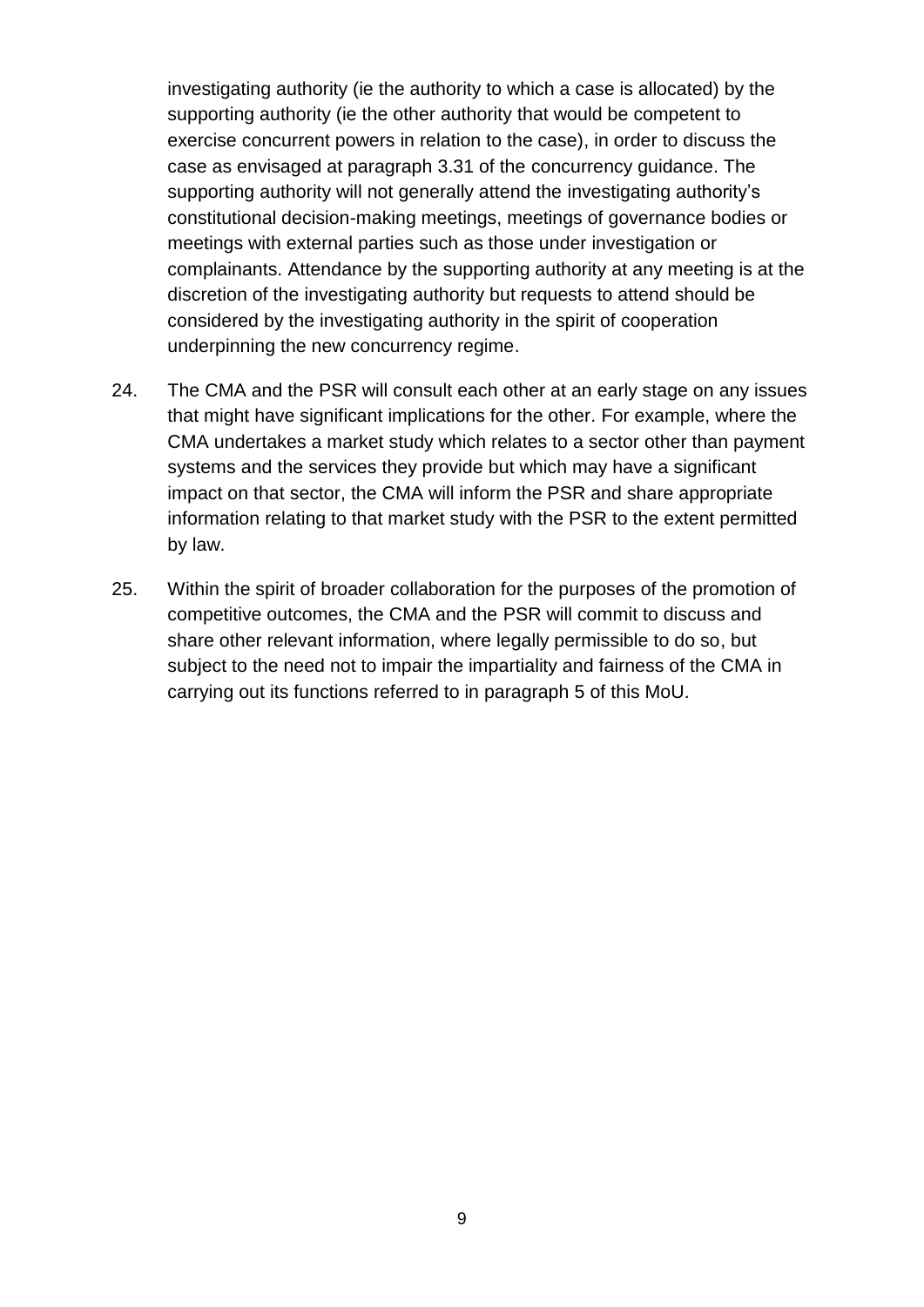investigating authority (ie the authority to which a case is allocated) by the supporting authority (ie the other authority that would be competent to exercise concurrent powers in relation to the case), in order to discuss the case as envisaged at paragraph 3.31 of the concurrency guidance. The supporting authority will not generally attend the investigating authority's constitutional decision-making meetings, meetings of governance bodies or meetings with external parties such as those under investigation or complainants. Attendance by the supporting authority at any meeting is at the discretion of the investigating authority but requests to attend should be considered by the investigating authority in the spirit of cooperation underpinning the new concurrency regime.

24. The CMA and the PSR will consult each other at an early stage on any issues that might have significant implications for the other. For example, where the CMA undertakes a market study which relates to a sector other than payment systems and the services they provide but which may have a significant impact on that sector, the CMA will inform the PSR and share appropriate information relating to that market study with the PSR to the extent permitted by law.

25. Within the spirit of broader collaboration for the purposes of the promotion of competitive outcomes, the CMA and the PSR will commit to discuss and share other relevant information, where legally permissible to do so, but subject to the need not to impair the impartiality and fairness of the CMA in carrying out its functions referred to in paragraph 5 of this MoU.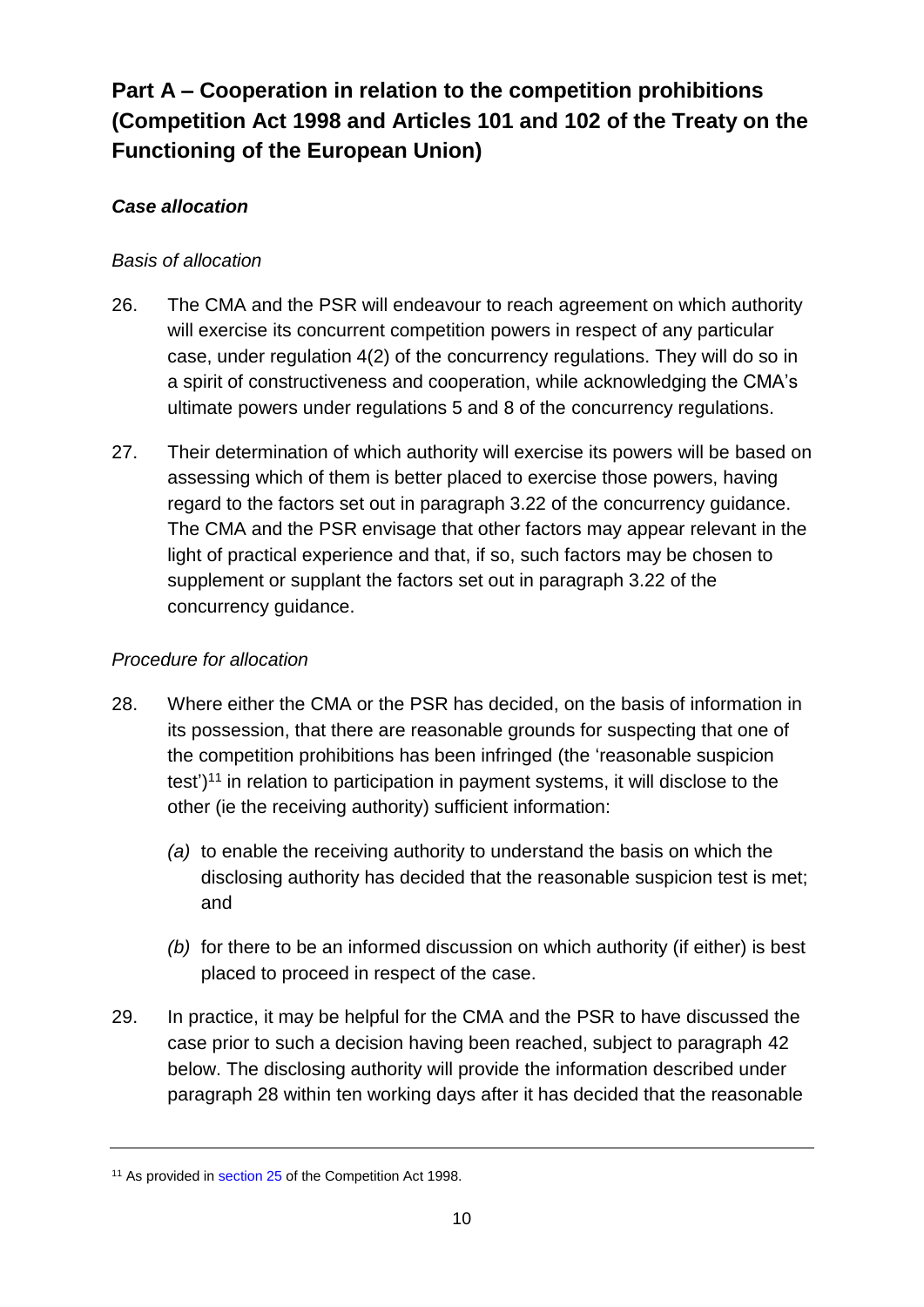## Part A – Cooperation in relation to the competition prohibitions (Competition Act 1998 and Articles 101 and 102 of the Treaty on the Functioning of the European Union)

### *Case allocation*

*Basis of allocation*

26. The CMA and the PSR will endeavour to reach agreement on which authority will exercise its concurrent competition powers in respect of any particular case, under regulation 4(2) of the concurrency regulations. They will do so in a spirit of constructiveness and cooperation, while acknowledging the CMA's ultimate powers under regulations 5 and 8 of the concurrency regulations.

27. Their determination of which authority will exercise its powers will be based on assessing which of them is better placed to exercise those powers, having regard to the factors set out in paragraph 3.22 of the concurrency guidance. The CMA and the PSR envisage that other factors may appear relevant in the light of practical experience and that, if so, such factors may be chosen to supplement or supplant the factors set out in paragraph 3.22 of the concurrency guidance.

*Procedure for allocation*

28. Where either the CMA or the PSR has decided, on the basis of information in its possession, that there are reasonable grounds for suspecting that one of the competition prohibitions has been infringed (the 'reasonable suspicion test')[11] in relation to participation in payment systems, it will disclose to the other (ie the receiving authority) sufficient information:

    *(a)* to enable the receiving authority to understand the basis on which the disclosing authority has decided that the reasonable suspicion test is met; and

    *(b)* for there to be an informed discussion on which authority (if either) is best placed to proceed in respect of the case.

29. In practice, it may be helpful for the CMA and the PSR to have discussed the case prior to such a decision having been reached, subject to paragraph 42 below. The disclosing authority will provide the information described under paragraph 28 within ten working days after it has decided that the reasonable

---

[11] As provided in section 25 of the Competition Act 1998.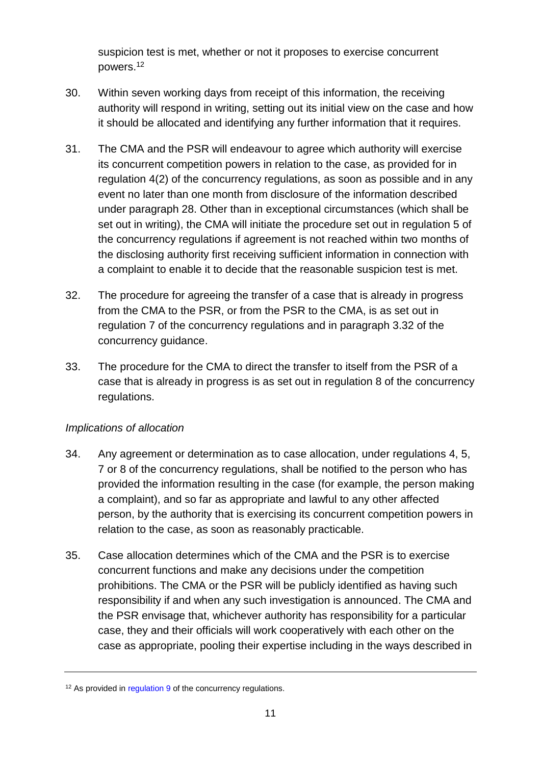suspicion test is met, whether or not it proposes to exercise concurrent powers.[12]

30. Within seven working days from receipt of this information, the receiving authority will respond in writing, setting out its initial view on the case and how it should be allocated and identifying any further information that it requires.

31. The CMA and the PSR will endeavour to agree which authority will exercise its concurrent competition powers in relation to the case, as provided for in regulation 4(2) of the concurrency regulations, as soon as possible and in any event no later than one month from disclosure of the information described under paragraph 28. Other than in exceptional circumstances (which shall be set out in writing), the CMA will initiate the procedure set out in regulation 5 of the concurrency regulations if agreement is not reached within two months of the disclosing authority first receiving sufficient information in connection with a complaint to enable it to decide that the reasonable suspicion test is met.

32. The procedure for agreeing the transfer of a case that is already in progress from the CMA to the PSR, or from the PSR to the CMA, is as set out in regulation 7 of the concurrency regulations and in paragraph 3.32 of the concurrency guidance.

33. The procedure for the CMA to direct the transfer to itself from the PSR of a case that is already in progress is as set out in regulation 8 of the concurrency regulations.

*Implications of allocation*

34. Any agreement or determination as to case allocation, under regulations 4, 5, 7 or 8 of the concurrency regulations, shall be notified to the person who has provided the information resulting in the case (for example, the person making a complaint), and so far as appropriate and lawful to any other affected person, by the authority that is exercising its concurrent competition powers in relation to the case, as soon as reasonably practicable.

35. Case allocation determines which of the CMA and the PSR is to exercise concurrent functions and make any decisions under the competition prohibitions. The CMA or the PSR will be publicly identified as having such responsibility if and when any such investigation is announced. The CMA and the PSR envisage that, whichever authority has responsibility for a particular case, they and their officials will work cooperatively with each other on the case as appropriate, pooling their expertise including in the ways described in

---

[12] As provided in regulation 9 of the concurrency regulations.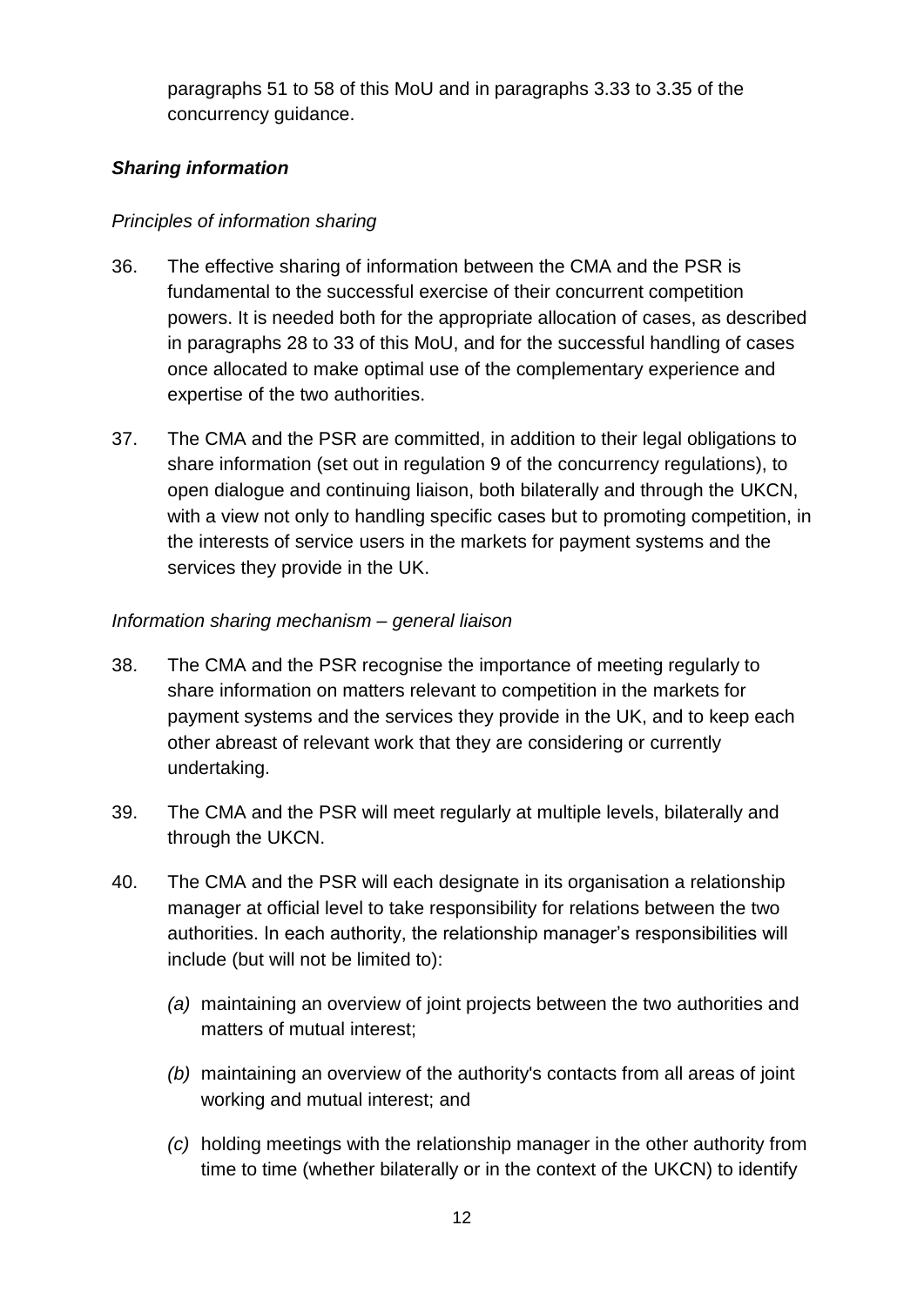paragraphs 51 to 58 of this MoU and in paragraphs 3.33 to 3.35 of the concurrency guidance.

### *Sharing information*

*Principles of information sharing*

36. The effective sharing of information between the CMA and the PSR is fundamental to the successful exercise of their concurrent competition powers. It is needed both for the appropriate allocation of cases, as described in paragraphs 28 to 33 of this MoU, and for the successful handling of cases once allocated to make optimal use of the complementary experience and expertise of the two authorities.

37. The CMA and the PSR are committed, in addition to their legal obligations to share information (set out in regulation 9 of the concurrency regulations), to open dialogue and continuing liaison, both bilaterally and through the UKCN, with a view not only to handling specific cases but to promoting competition, in the interests of service users in the markets for payment systems and the services they provide in the UK.

*Information sharing mechanism – general liaison*

38. The CMA and the PSR recognise the importance of meeting regularly to share information on matters relevant to competition in the markets for payment systems and the services they provide in the UK, and to keep each other abreast of relevant work that they are considering or currently undertaking.

39. The CMA and the PSR will meet regularly at multiple levels, bilaterally and through the UKCN.

40. The CMA and the PSR will each designate in its organisation a relationship manager at official level to take responsibility for relations between the two authorities. In each authority, the relationship manager's responsibilities will include (but will not be limited to):

    *(a)* maintaining an overview of joint projects between the two authorities and matters of mutual interest;

    *(b)* maintaining an overview of the authority's contacts from all areas of joint working and mutual interest; and

    *(c)* holding meetings with the relationship manager in the other authority from time to time (whether bilaterally or in the context of the UKCN) to identify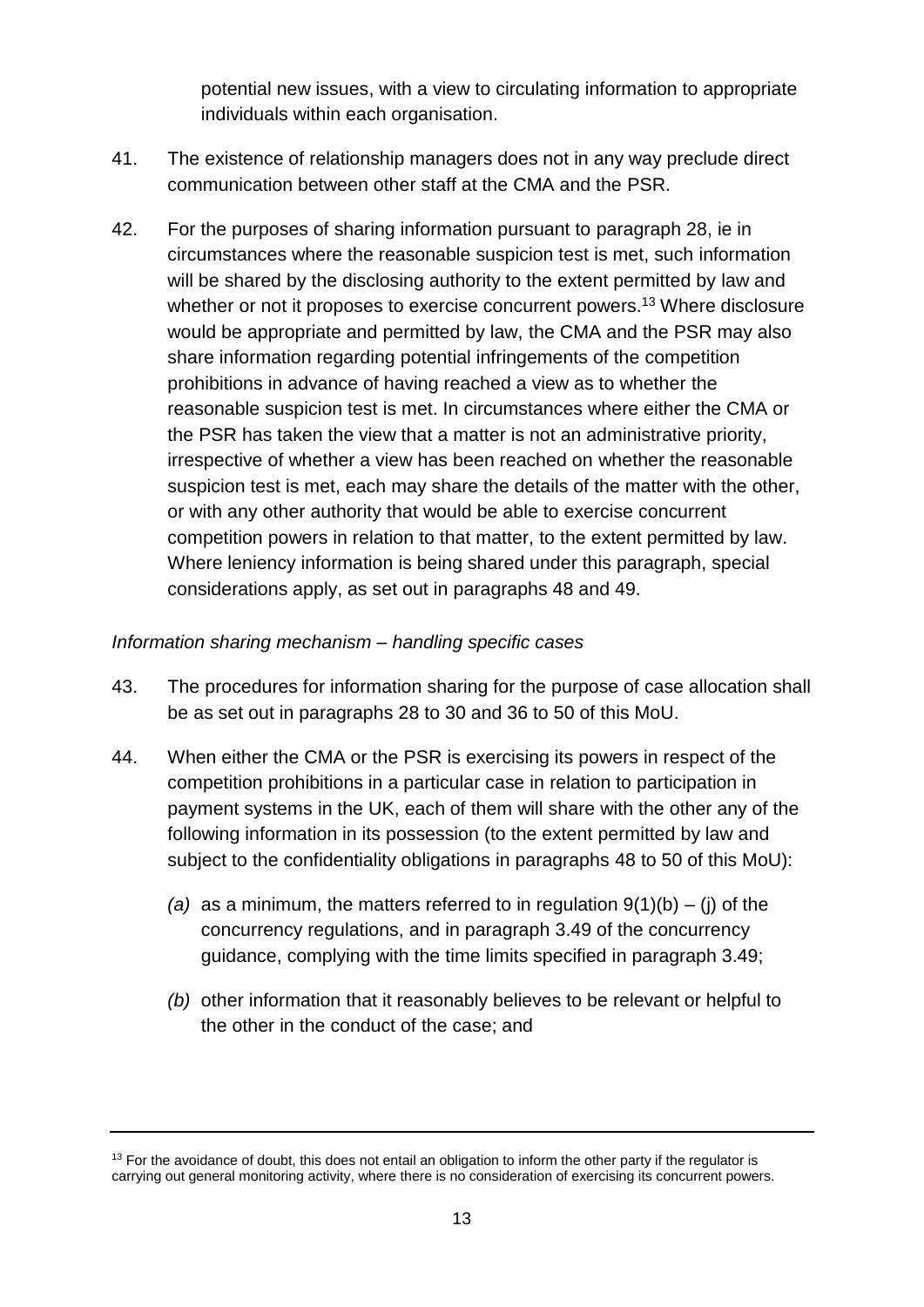potential new issues, with a view to circulating information to appropriate individuals within each organisation.

41. The existence of relationship managers does not in any way preclude direct communication between other staff at the CMA and the PSR.

42. For the purposes of sharing information pursuant to paragraph 28, ie in circumstances where the reasonable suspicion test is met, such information will be shared by the disclosing authority to the extent permitted by law and whether or not it proposes to exercise concurrent powers.[13] Where disclosure would be appropriate and permitted by law, the CMA and the PSR may also share information regarding potential infringements of the competition prohibitions in advance of having reached a view as to whether the reasonable suspicion test is met. In circumstances where either the CMA or the PSR has taken the view that a matter is not an administrative priority, irrespective of whether a view has been reached on whether the reasonable suspicion test is met, each may share the details of the matter with the other, or with any other authority that would be able to exercise concurrent competition powers in relation to that matter, to the extent permitted by law. Where leniency information is being shared under this paragraph, special considerations apply, as set out in paragraphs 48 and 49.

*Information sharing mechanism – handling specific cases*

43. The procedures for information sharing for the purpose of case allocation shall be as set out in paragraphs 28 to 30 and 36 to 50 of this MoU.

44. When either the CMA or the PSR is exercising its powers in respect of the competition prohibitions in a particular case in relation to participation in payment systems in the UK, each of them will share with the other any of the following information in its possession (to the extent permitted by law and subject to the confidentiality obligations in paragraphs 48 to 50 of this MoU):

    *(a)* as a minimum, the matters referred to in regulation 9(1)(b) – (j) of the concurrency regulations, and in paragraph 3.49 of the concurrency guidance, complying with the time limits specified in paragraph 3.49;

    *(b)* other information that it reasonably believes to be relevant or helpful to the other in the conduct of the case; and

[13] For the avoidance of doubt, this does not entail an obligation to inform the other party if the regulator is carrying out general monitoring activity, where there is no consideration of exercising its concurrent powers.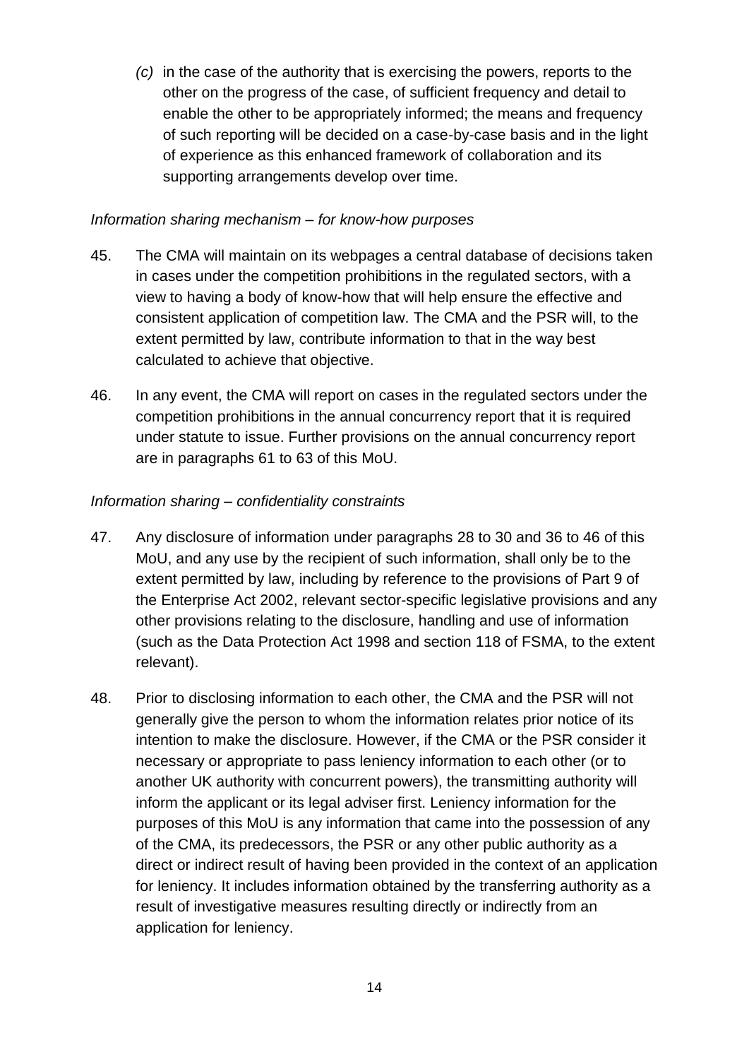*(c)* in the case of the authority that is exercising the powers, reports to the other on the progress of the case, of sufficient frequency and detail to enable the other to be appropriately informed; the means and frequency of such reporting will be decided on a case-by-case basis and in the light of experience as this enhanced framework of collaboration and its supporting arrangements develop over time.

*Information sharing mechanism – for know-how purposes*

45. The CMA will maintain on its webpages a central database of decisions taken in cases under the competition prohibitions in the regulated sectors, with a view to having a body of know-how that will help ensure the effective and consistent application of competition law. The CMA and the PSR will, to the extent permitted by law, contribute information to that in the way best calculated to achieve that objective.

46. In any event, the CMA will report on cases in the regulated sectors under the competition prohibitions in the annual concurrency report that it is required under statute to issue. Further provisions on the annual concurrency report are in paragraphs 61 to 63 of this MoU.

*Information sharing – confidentiality constraints*

47. Any disclosure of information under paragraphs 28 to 30 and 36 to 46 of this MoU, and any use by the recipient of such information, shall only be to the extent permitted by law, including by reference to the provisions of Part 9 of the Enterprise Act 2002, relevant sector-specific legislative provisions and any other provisions relating to the disclosure, handling and use of information (such as the Data Protection Act 1998 and section 118 of FSMA, to the extent relevant).

48. Prior to disclosing information to each other, the CMA and the PSR will not generally give the person to whom the information relates prior notice of its intention to make the disclosure. However, if the CMA or the PSR consider it necessary or appropriate to pass leniency information to each other (or to another UK authority with concurrent powers), the transmitting authority will inform the applicant or its legal adviser first. Leniency information for the purposes of this MoU is any information that came into the possession of any of the CMA, its predecessors, the PSR or any other public authority as a direct or indirect result of having been provided in the context of an application for leniency. It includes information obtained by the transferring authority as a result of investigative measures resulting directly or indirectly from an application for leniency.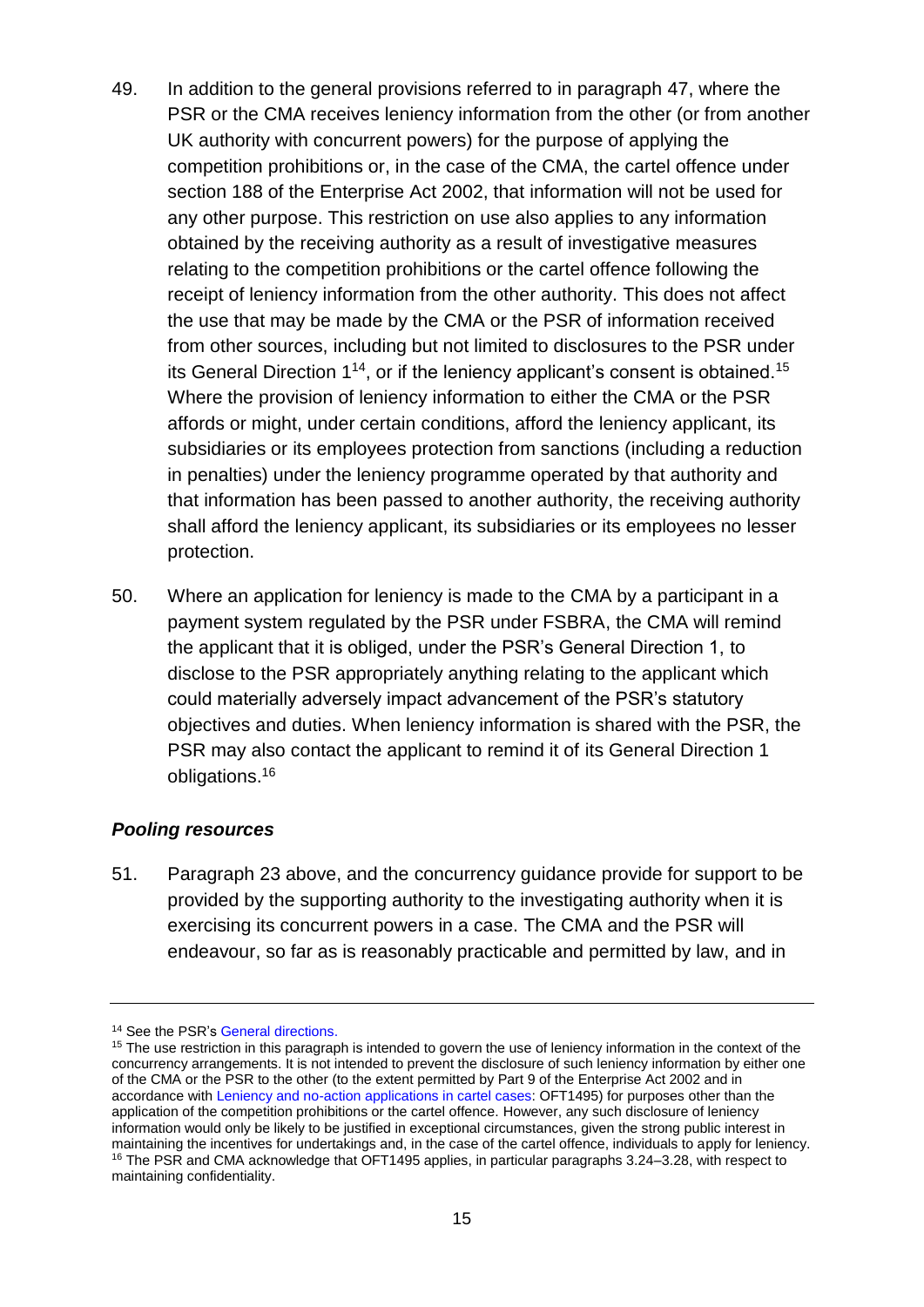49. In addition to the general provisions referred to in paragraph 47, where the PSR or the CMA receives leniency information from the other (or from another UK authority with concurrent powers) for the purpose of applying the competition prohibitions or, in the case of the CMA, the cartel offence under section 188 of the Enterprise Act 2002, that information will not be used for any other purpose. This restriction on use also applies to any information obtained by the receiving authority as a result of investigative measures relating to the competition prohibitions or the cartel offence following the receipt of leniency information from the other authority. This does not affect the use that may be made by the CMA or the PSR of information received from other sources, including but not limited to disclosures to the PSR under its General Direction 1[14], or if the leniency applicant's consent is obtained.[15] Where the provision of leniency information to either the CMA or the PSR affords or might, under certain conditions, afford the leniency applicant, its subsidiaries or its employees protection from sanctions (including a reduction in penalties) under the leniency programme operated by that authority and that information has been passed to another authority, the receiving authority shall afford the leniency applicant, its subsidiaries or its employees no lesser protection.

50. Where an application for leniency is made to the CMA by a participant in a payment system regulated by the PSR under FSBRA, the CMA will remind the applicant that it is obliged, under the PSR's General Direction 1, to disclose to the PSR appropriately anything relating to the applicant which could materially adversely impact advancement of the PSR's statutory objectives and duties. When leniency information is shared with the PSR, the PSR may also contact the applicant to remind it of its General Direction 1 obligations.[16]

### *Pooling resources*

51. Paragraph 23 above, and the concurrency guidance provide for support to be provided by the supporting authority to the investigating authority when it is exercising its concurrent powers in a case. The CMA and the PSR will endeavour, so far as is reasonably practicable and permitted by law, and in

---

[14] See the PSR's General directions.

[15] The use restriction in this paragraph is intended to govern the use of leniency information in the context of the concurrency arrangements. It is not intended to prevent the disclosure of such leniency information by either one of the CMA or the PSR to the other (to the extent permitted by Part 9 of the Enterprise Act 2002 and in accordance with Leniency and no-action applications in cartel cases: OFT1495) for purposes other than the application of the competition prohibitions or the cartel offence. However, any such disclosure of leniency information would only be likely to be justified in exceptional circumstances, given the strong public interest in maintaining the incentives for undertakings and, in the case of the cartel offence, individuals to apply for leniency.

[16] The PSR and CMA acknowledge that OFT1495 applies, in particular paragraphs 3.24–3.28, with respect to maintaining confidentiality.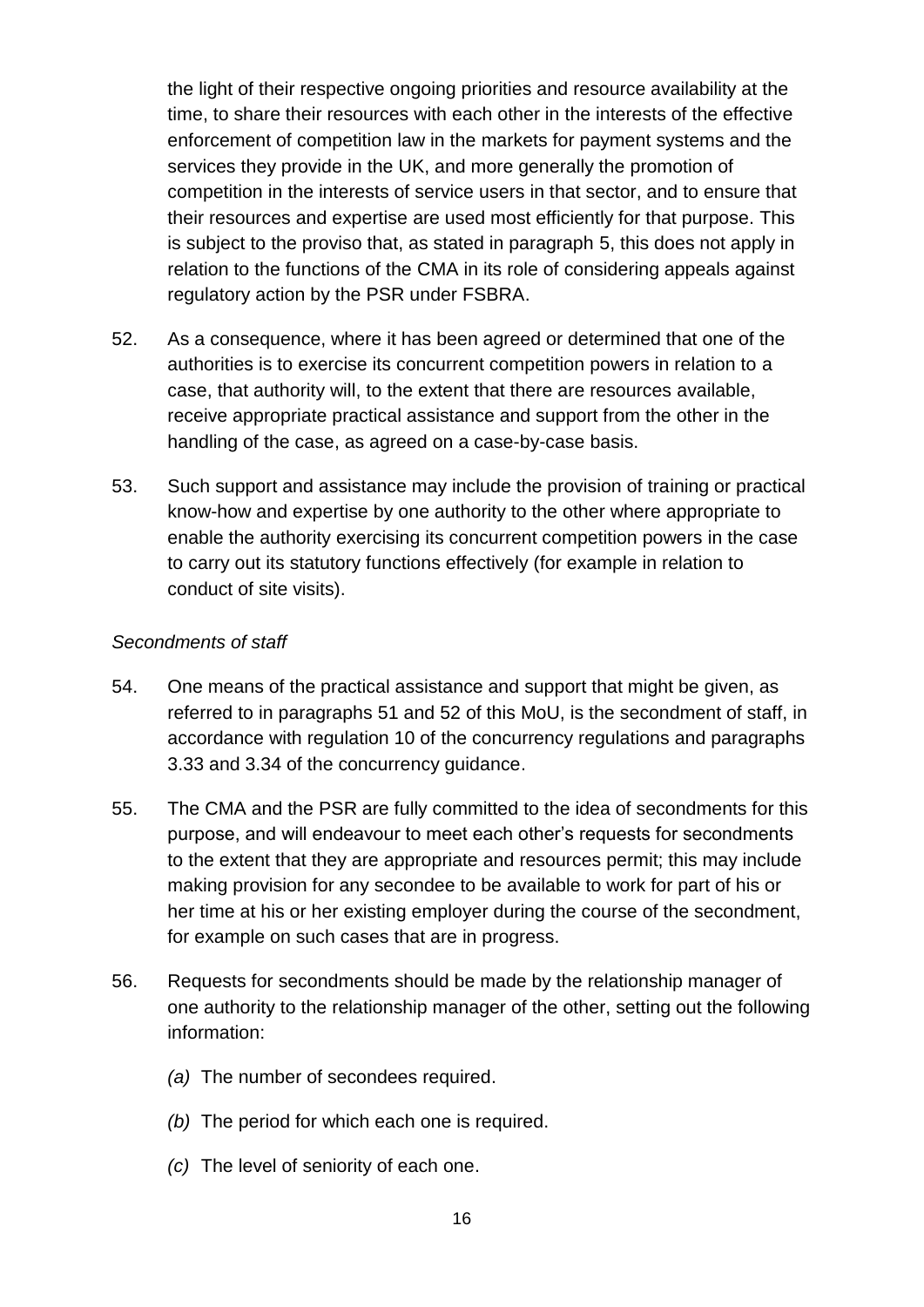the light of their respective ongoing priorities and resource availability at the time, to share their resources with each other in the interests of the effective enforcement of competition law in the markets for payment systems and the services they provide in the UK, and more generally the promotion of competition in the interests of service users in that sector, and to ensure that their resources and expertise are used most efficiently for that purpose. This is subject to the proviso that, as stated in paragraph 5, this does not apply in relation to the functions of the CMA in its role of considering appeals against regulatory action by the PSR under FSBRA.

52. As a consequence, where it has been agreed or determined that one of the authorities is to exercise its concurrent competition powers in relation to a case, that authority will, to the extent that there are resources available, receive appropriate practical assistance and support from the other in the handling of the case, as agreed on a case-by-case basis.

53. Such support and assistance may include the provision of training or practical know-how and expertise by one authority to the other where appropriate to enable the authority exercising its concurrent competition powers in the case to carry out its statutory functions effectively (for example in relation to conduct of site visits).

*Secondments of staff*

54. One means of the practical assistance and support that might be given, as referred to in paragraphs 51 and 52 of this MoU, is the secondment of staff, in accordance with regulation 10 of the concurrency regulations and paragraphs 3.33 and 3.34 of the concurrency guidance.

55. The CMA and the PSR are fully committed to the idea of secondments for this purpose, and will endeavour to meet each other's requests for secondments to the extent that they are appropriate and resources permit; this may include making provision for any secondee to be available to work for part of his or her time at his or her existing employer during the course of the secondment, for example on such cases that are in progress.

56. Requests for secondments should be made by the relationship manager of one authority to the relationship manager of the other, setting out the following information:

   *(a)* The number of secondees required.

   *(b)* The period for which each one is required.

   *(c)* The level of seniority of each one.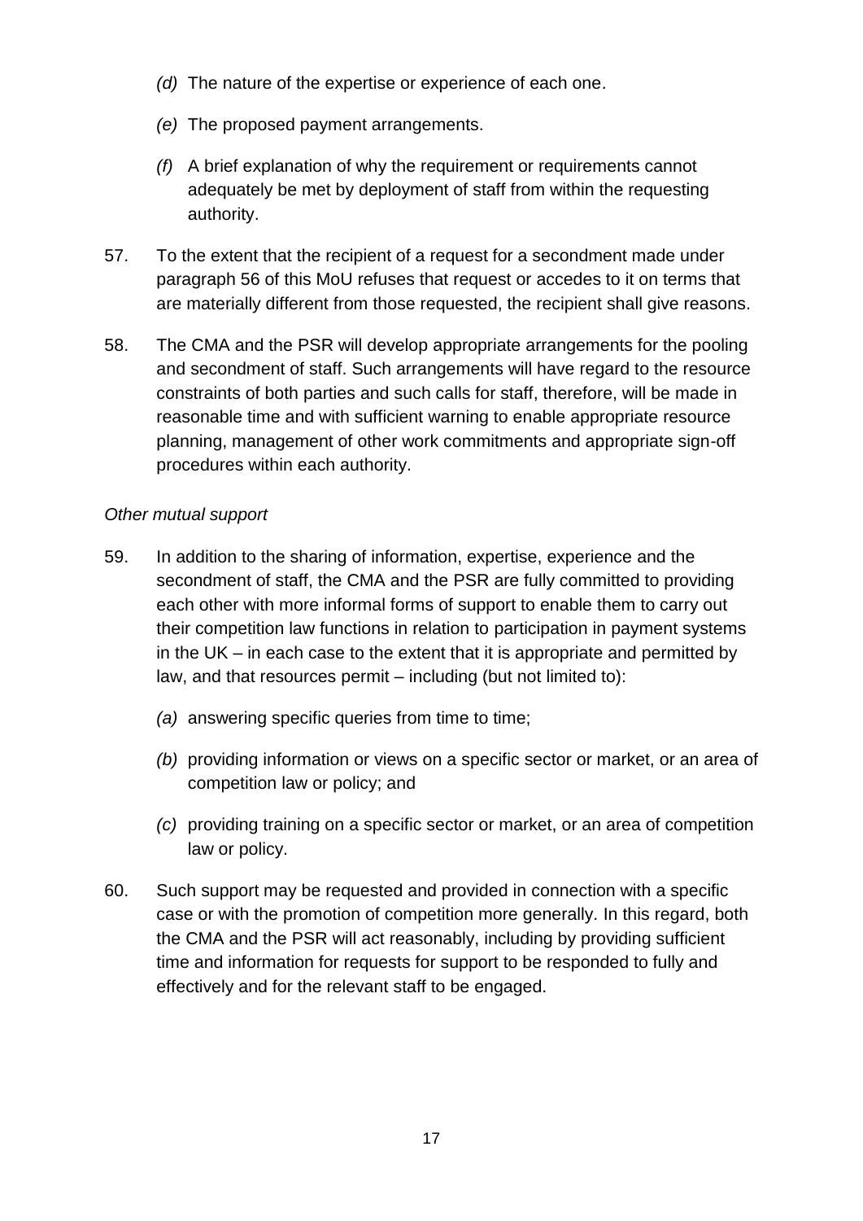*(d)* The nature of the expertise or experience of each one.

*(e)* The proposed payment arrangements.

*(f)* A brief explanation of why the requirement or requirements cannot adequately be met by deployment of staff from within the requesting authority.

57. To the extent that the recipient of a request for a secondment made under paragraph 56 of this MoU refuses that request or accedes to it on terms that are materially different from those requested, the recipient shall give reasons.

58. The CMA and the PSR will develop appropriate arrangements for the pooling and secondment of staff. Such arrangements will have regard to the resource constraints of both parties and such calls for staff, therefore, will be made in reasonable time and with sufficient warning to enable appropriate resource planning, management of other work commitments and appropriate sign-off procedures within each authority.

*Other mutual support*

59. In addition to the sharing of information, expertise, experience and the secondment of staff, the CMA and the PSR are fully committed to providing each other with more informal forms of support to enable them to carry out their competition law functions in relation to participation in payment systems in the UK – in each case to the extent that it is appropriate and permitted by law, and that resources permit – including (but not limited to):

    *(a)* answering specific queries from time to time;

    *(b)* providing information or views on a specific sector or market, or an area of competition law or policy; and

    *(c)* providing training on a specific sector or market, or an area of competition law or policy.

60. Such support may be requested and provided in connection with a specific case or with the promotion of competition more generally. In this regard, both the CMA and the PSR will act reasonably, including by providing sufficient time and information for requests for support to be responded to fully and effectively and for the relevant staff to be engaged.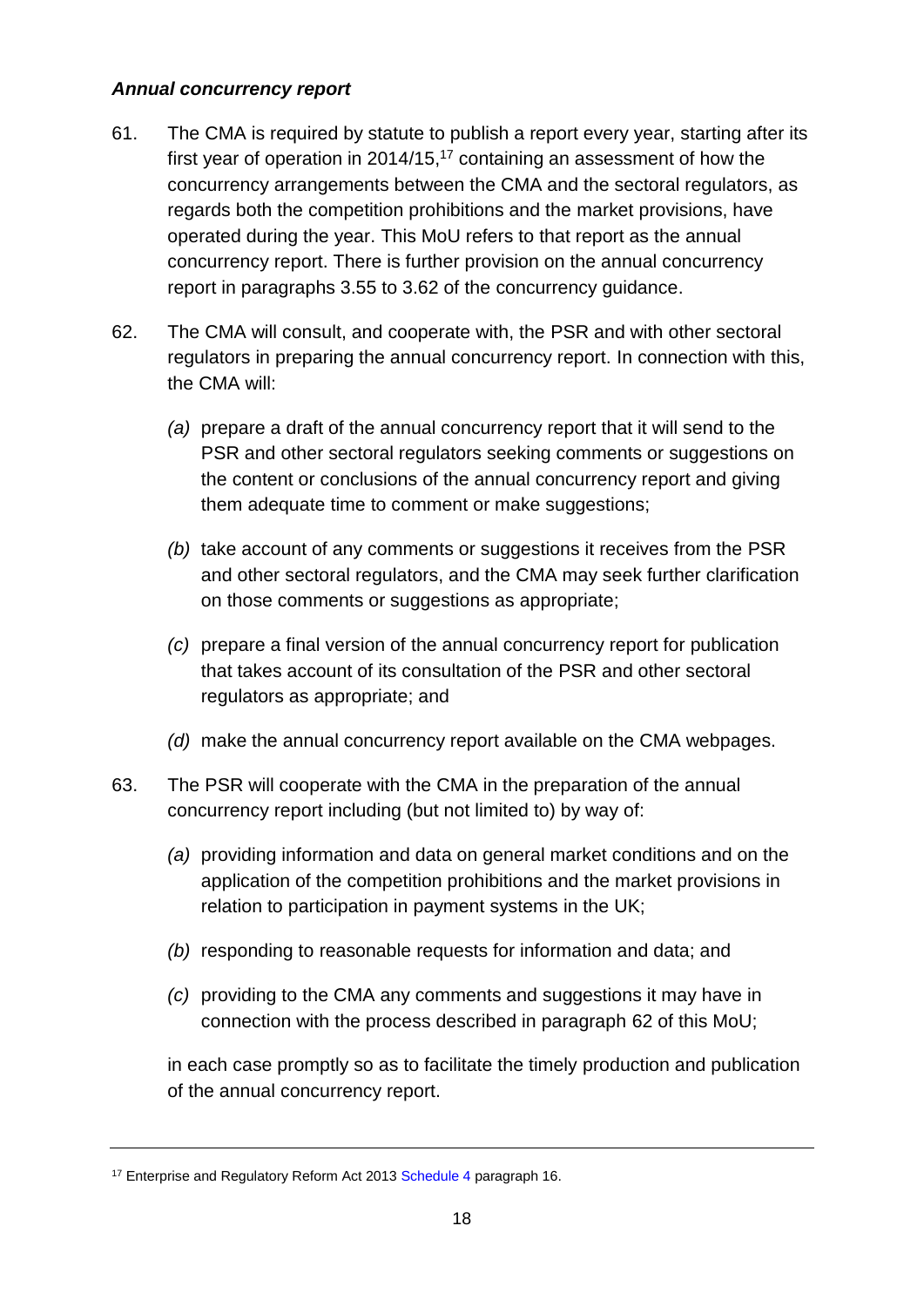### *Annual concurrency report*

61. The CMA is required by statute to publish a report every year, starting after its first year of operation in 2014/15,[17] containing an assessment of how the concurrency arrangements between the CMA and the sectoral regulators, as regards both the competition prohibitions and the market provisions, have operated during the year. This MoU refers to that report as the annual concurrency report. There is further provision on the annual concurrency report in paragraphs 3.55 to 3.62 of the concurrency guidance.

62. The CMA will consult, and cooperate with, the PSR and with other sectoral regulators in preparing the annual concurrency report. In connection with this, the CMA will:

    *(a)* prepare a draft of the annual concurrency report that it will send to the PSR and other sectoral regulators seeking comments or suggestions on the content or conclusions of the annual concurrency report and giving them adequate time to comment or make suggestions;

    *(b)* take account of any comments or suggestions it receives from the PSR and other sectoral regulators, and the CMA may seek further clarification on those comments or suggestions as appropriate;

    *(c)* prepare a final version of the annual concurrency report for publication that takes account of its consultation of the PSR and other sectoral regulators as appropriate; and

    *(d)* make the annual concurrency report available on the CMA webpages.

63. The PSR will cooperate with the CMA in the preparation of the annual concurrency report including (but not limited to) by way of:

    *(a)* providing information and data on general market conditions and on the application of the competition prohibitions and the market provisions in relation to participation in payment systems in the UK;

    *(b)* responding to reasonable requests for information and data; and

    *(c)* providing to the CMA any comments and suggestions it may have in connection with the process described in paragraph 62 of this MoU;

    in each case promptly so as to facilitate the timely production and publication of the annual concurrency report.

---

[17] Enterprise and Regulatory Reform Act 2013 Schedule 4 paragraph 16.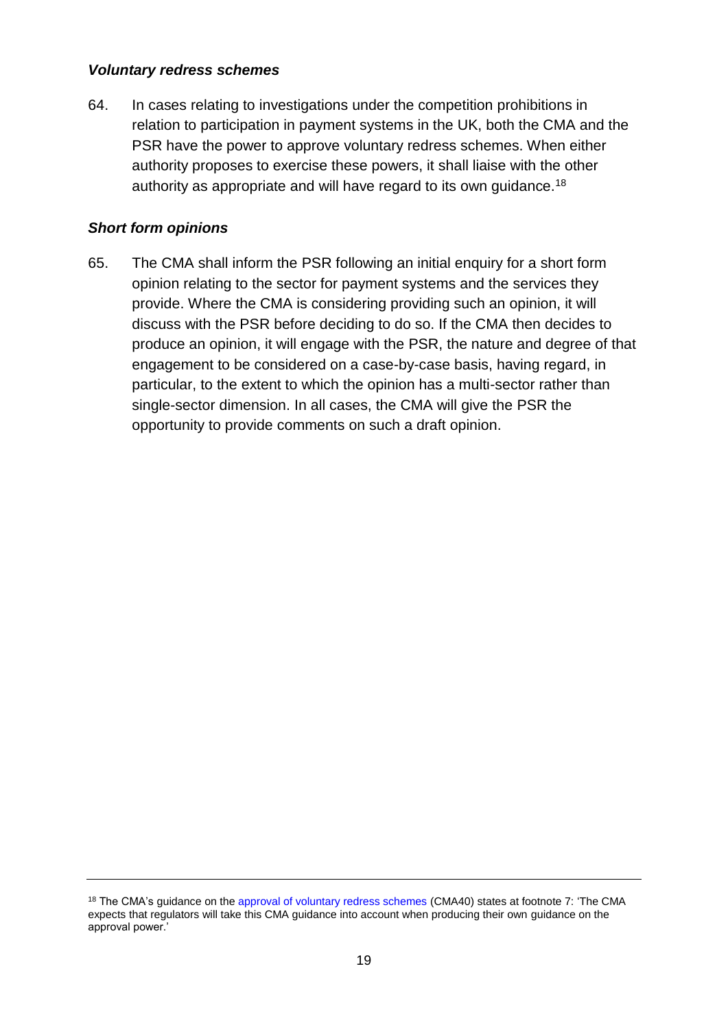### *Voluntary redress schemes*

64. In cases relating to investigations under the competition prohibitions in relation to participation in payment systems in the UK, both the CMA and the PSR have the power to approve voluntary redress schemes. When either authority proposes to exercise these powers, it shall liaise with the other authority as appropriate and will have regard to its own guidance.[18]

### *Short form opinions*

65. The CMA shall inform the PSR following an initial enquiry for a short form opinion relating to the sector for payment systems and the services they provide. Where the CMA is considering providing such an opinion, it will discuss with the PSR before deciding to do so. If the CMA then decides to produce an opinion, it will engage with the PSR, the nature and degree of that engagement to be considered on a case-by-case basis, having regard, in particular, to the extent to which the opinion has a multi-sector rather than single-sector dimension. In all cases, the CMA will give the PSR the opportunity to provide comments on such a draft opinion.

---

[18] The CMA's guidance on the approval of voluntary redress schemes (CMA40) states at footnote 7: 'The CMA expects that regulators will take this CMA guidance into account when producing their own guidance on the approval power.'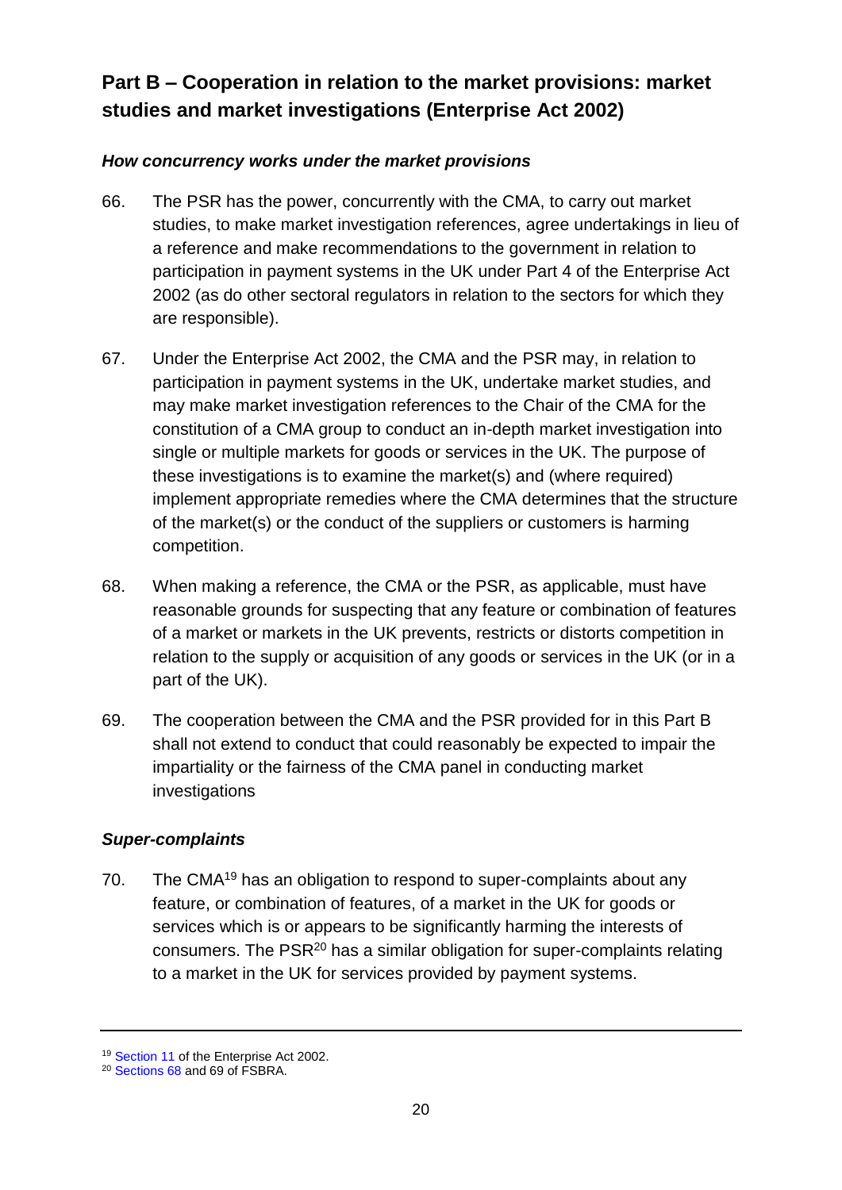## Part B – Cooperation in relation to the market provisions: market studies and market investigations (Enterprise Act 2002)

### *How concurrency works under the market provisions*

66. The PSR has the power, concurrently with the CMA, to carry out market studies, to make market investigation references, agree undertakings in lieu of a reference and make recommendations to the government in relation to participation in payment systems in the UK under Part 4 of the Enterprise Act 2002 (as do other sectoral regulators in relation to the sectors for which they are responsible).

67. Under the Enterprise Act 2002, the CMA and the PSR may, in relation to participation in payment systems in the UK, undertake market studies, and may make market investigation references to the Chair of the CMA for the constitution of a CMA group to conduct an in-depth market investigation into single or multiple markets for goods or services in the UK. The purpose of these investigations is to examine the market(s) and (where required) implement appropriate remedies where the CMA determines that the structure of the market(s) or the conduct of the suppliers or customers is harming competition.

68. When making a reference, the CMA or the PSR, as applicable, must have reasonable grounds for suspecting that any feature or combination of features of a market or markets in the UK prevents, restricts or distorts competition in relation to the supply or acquisition of any goods or services in the UK (or in a part of the UK).

69. The cooperation between the CMA and the PSR provided for in this Part B shall not extend to conduct that could reasonably be expected to impair the impartiality or the fairness of the CMA panel in conducting market investigations

### *Super-complaints*

70. The CMA[19] has an obligation to respond to super-complaints about any feature, or combination of features, of a market in the UK for goods or services which is or appears to be significantly harming the interests of consumers. The PSR[20] has a similar obligation for super-complaints relating to a market in the UK for services provided by payment systems.

---

[19] Section 11 of the Enterprise Act 2002.

[20] Sections 68 and 69 of FSBRA.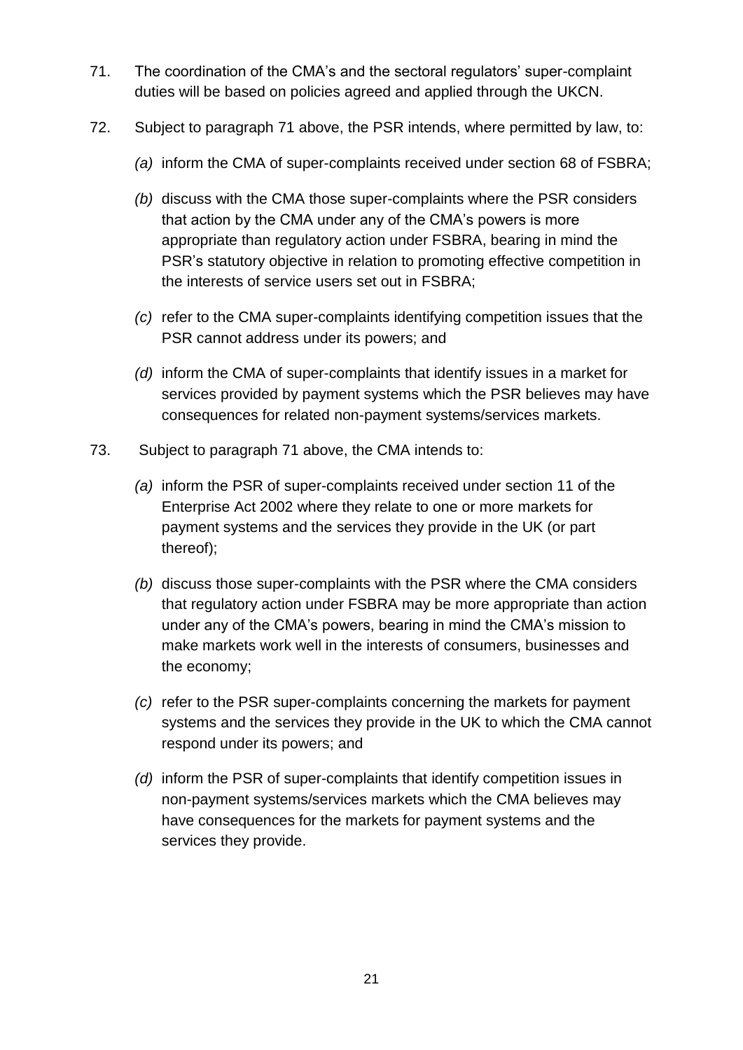71. The coordination of the CMA's and the sectoral regulators' super-complaint duties will be based on policies agreed and applied through the UKCN.

72. Subject to paragraph 71 above, the PSR intends, where permitted by law, to:

    *(a)* inform the CMA of super-complaints received under section 68 of FSBRA;

    *(b)* discuss with the CMA those super-complaints where the PSR considers that action by the CMA under any of the CMA's powers is more appropriate than regulatory action under FSBRA, bearing in mind the PSR's statutory objective in relation to promoting effective competition in the interests of service users set out in FSBRA;

    *(c)* refer to the CMA super-complaints identifying competition issues that the PSR cannot address under its powers; and

    *(d)* inform the CMA of super-complaints that identify issues in a market for services provided by payment systems which the PSR believes may have consequences for related non-payment systems/services markets.

73. Subject to paragraph 71 above, the CMA intends to:

    *(a)* inform the PSR of super-complaints received under section 11 of the Enterprise Act 2002 where they relate to one or more markets for payment systems and the services they provide in the UK (or part thereof);

    *(b)* discuss those super-complaints with the PSR where the CMA considers that regulatory action under FSBRA may be more appropriate than action under any of the CMA's powers, bearing in mind the CMA's mission to make markets work well in the interests of consumers, businesses and the economy;

    *(c)* refer to the PSR super-complaints concerning the markets for payment systems and the services they provide in the UK to which the CMA cannot respond under its powers; and

    *(d)* inform the PSR of super-complaints that identify competition issues in non-payment systems/services markets which the CMA believes may have consequences for the markets for payment systems and the services they provide.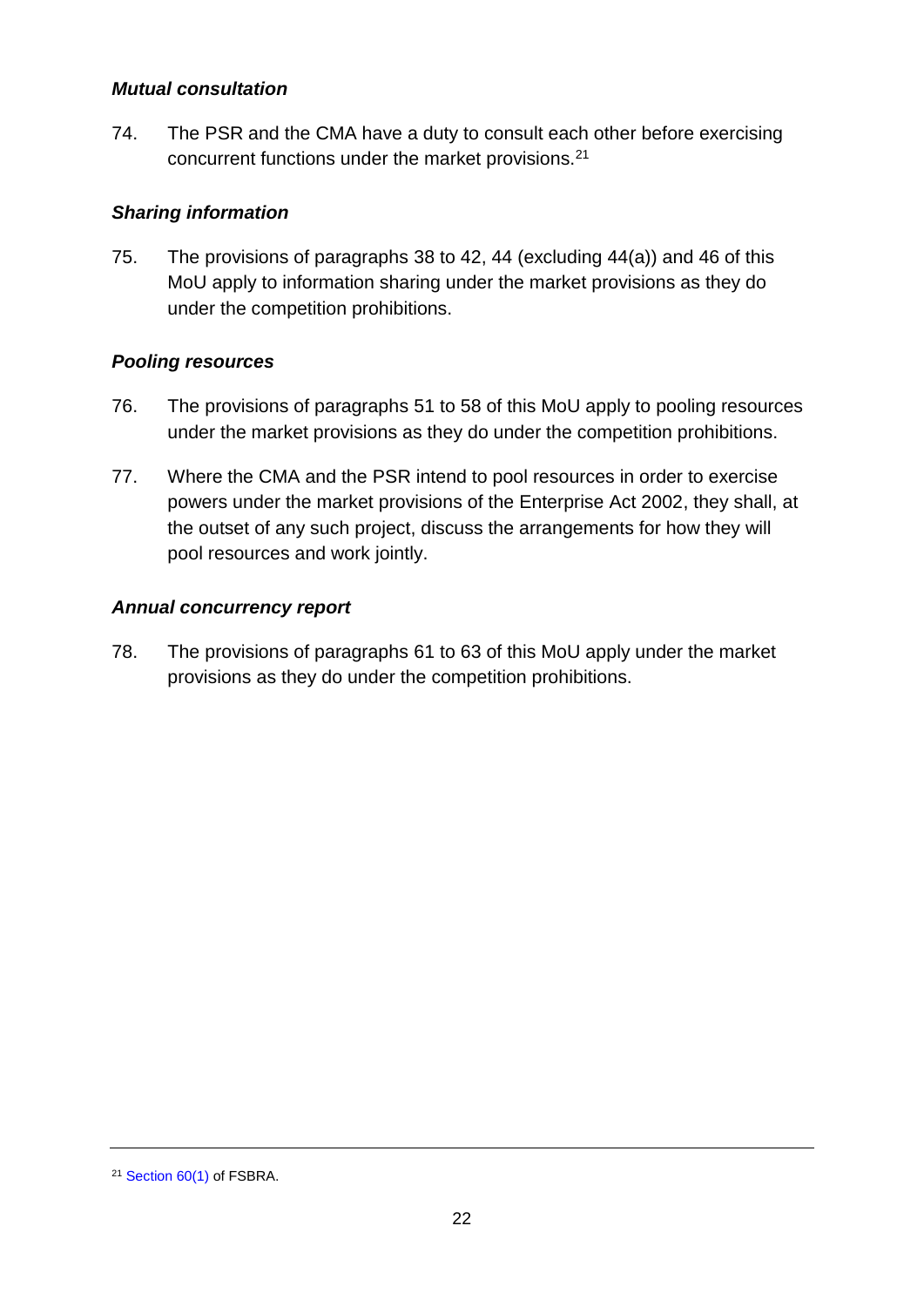### *Mutual consultation*

74. The PSR and the CMA have a duty to consult each other before exercising concurrent functions under the market provisions.[21]

### *Sharing information*

75. The provisions of paragraphs 38 to 42, 44 (excluding 44(a)) and 46 of this MoU apply to information sharing under the market provisions as they do under the competition prohibitions.

### *Pooling resources*

76. The provisions of paragraphs 51 to 58 of this MoU apply to pooling resources under the market provisions as they do under the competition prohibitions.

77. Where the CMA and the PSR intend to pool resources in order to exercise powers under the market provisions of the Enterprise Act 2002, they shall, at the outset of any such project, discuss the arrangements for how they will pool resources and work jointly.

### *Annual concurrency report*

78. The provisions of paragraphs 61 to 63 of this MoU apply under the market provisions as they do under the competition prohibitions.

---

[21] Section 60(1) of FSBRA.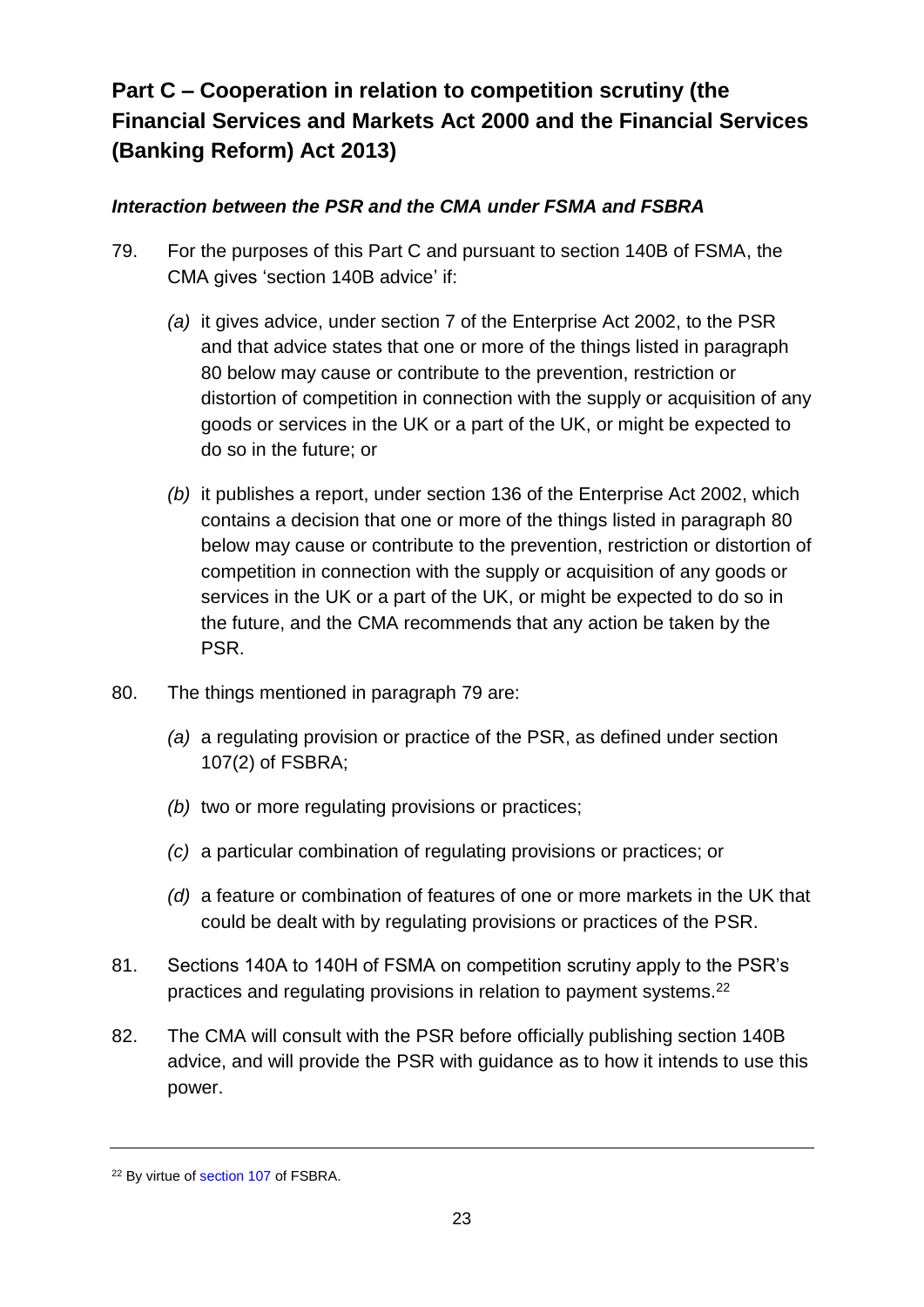## Part C – Cooperation in relation to competition scrutiny (the Financial Services and Markets Act 2000 and the Financial Services (Banking Reform) Act 2013)

### *Interaction between the PSR and the CMA under FSMA and FSBRA*

79. For the purposes of this Part C and pursuant to section 140B of FSMA, the CMA gives 'section 140B advice' if:

    *(a)* it gives advice, under section 7 of the Enterprise Act 2002, to the PSR and that advice states that one or more of the things listed in paragraph 80 below may cause or contribute to the prevention, restriction or distortion of competition in connection with the supply or acquisition of any goods or services in the UK or a part of the UK, or might be expected to do so in the future; or

    *(b)* it publishes a report, under section 136 of the Enterprise Act 2002, which contains a decision that one or more of the things listed in paragraph 80 below may cause or contribute to the prevention, restriction or distortion of competition in connection with the supply or acquisition of any goods or services in the UK or a part of the UK, or might be expected to do so in the future, and the CMA recommends that any action be taken by the PSR.

80. The things mentioned in paragraph 79 are:

    *(a)* a regulating provision or practice of the PSR, as defined under section 107(2) of FSBRA;

    *(b)* two or more regulating provisions or practices;

    *(c)* a particular combination of regulating provisions or practices; or

    *(d)* a feature or combination of features of one or more markets in the UK that could be dealt with by regulating provisions or practices of the PSR.

81. Sections 140A to 140H of FSMA on competition scrutiny apply to the PSR's practices and regulating provisions in relation to payment systems.[22]

82. The CMA will consult with the PSR before officially publishing section 140B advice, and will provide the PSR with guidance as to how it intends to use this power.

---

[22] By virtue of section 107 of FSBRA.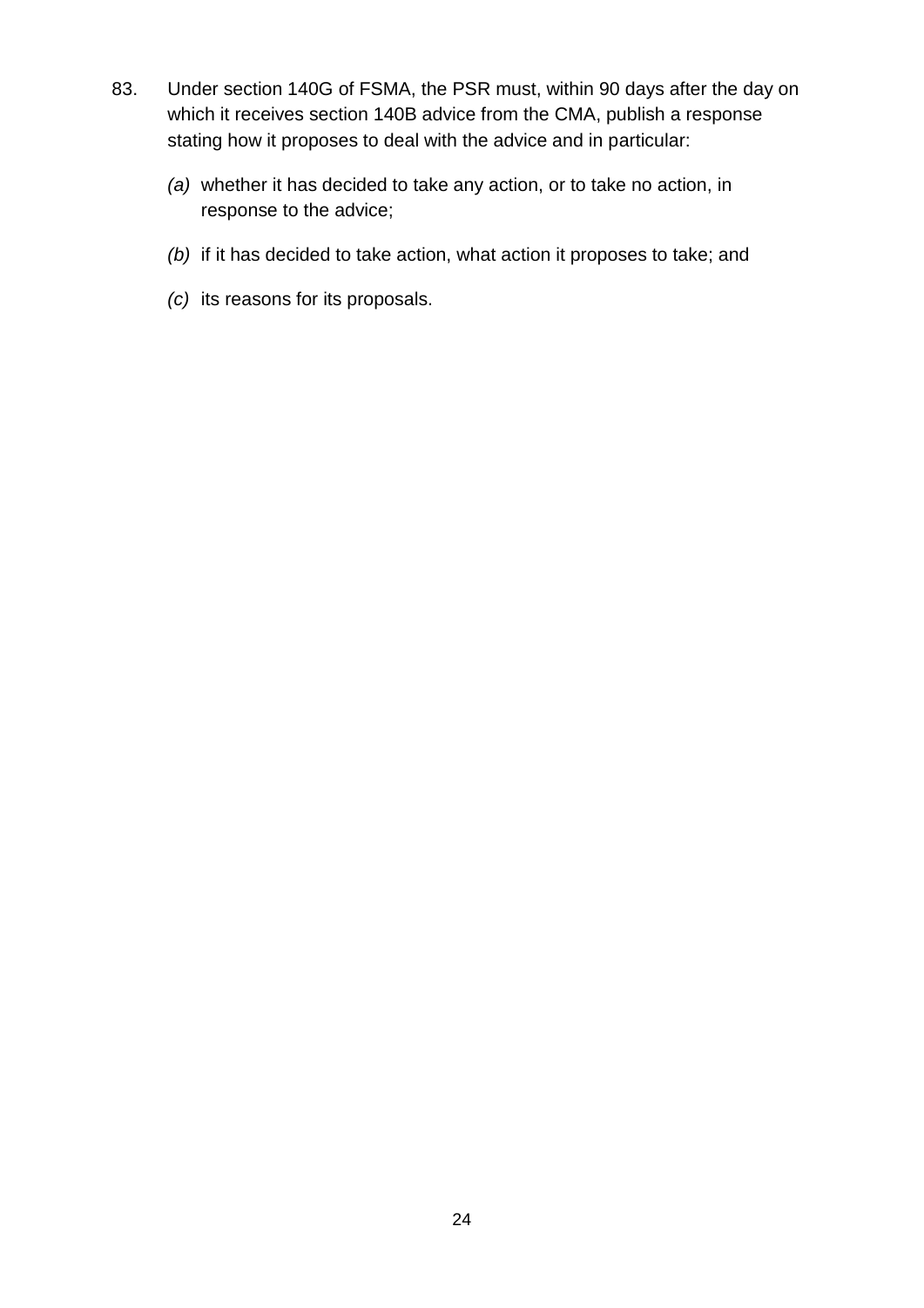83. Under section 140G of FSMA, the PSR must, within 90 days after the day on which it receives section 140B advice from the CMA, publish a response stating how it proposes to deal with the advice and in particular:

  *(a)* whether it has decided to take any action, or to take no action, in response to the advice;

  *(b)* if it has decided to take action, what action it proposes to take; and

  *(c)* its reasons for its proposals.